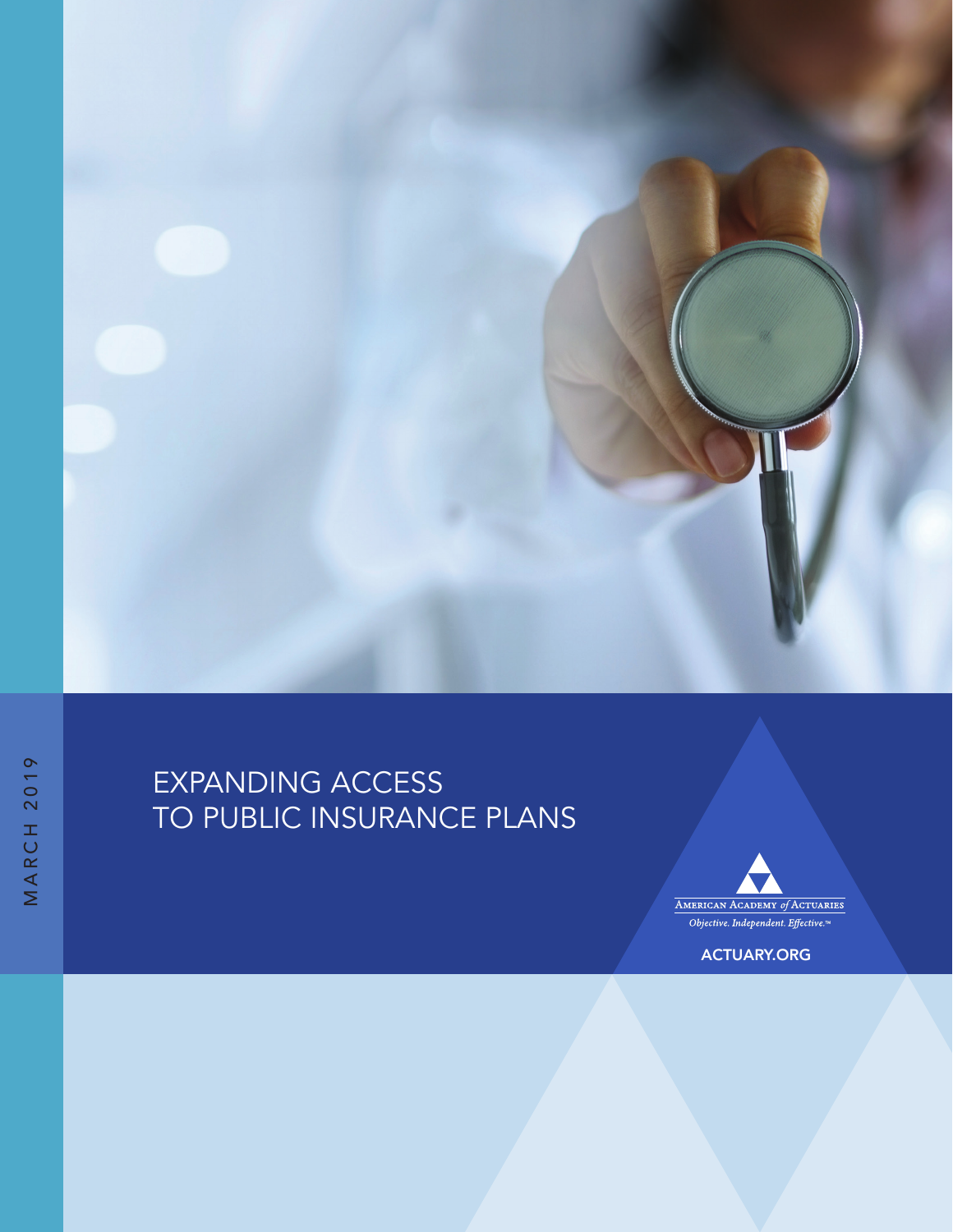MARCH 2019

# EXPANDING ACCESS TO PUBLIC INSURANCE PLANS

AMERICAN ACADEMY *of* ACTUARIES

*Objective. Independent. Effective.™*

ACTUARY.ORG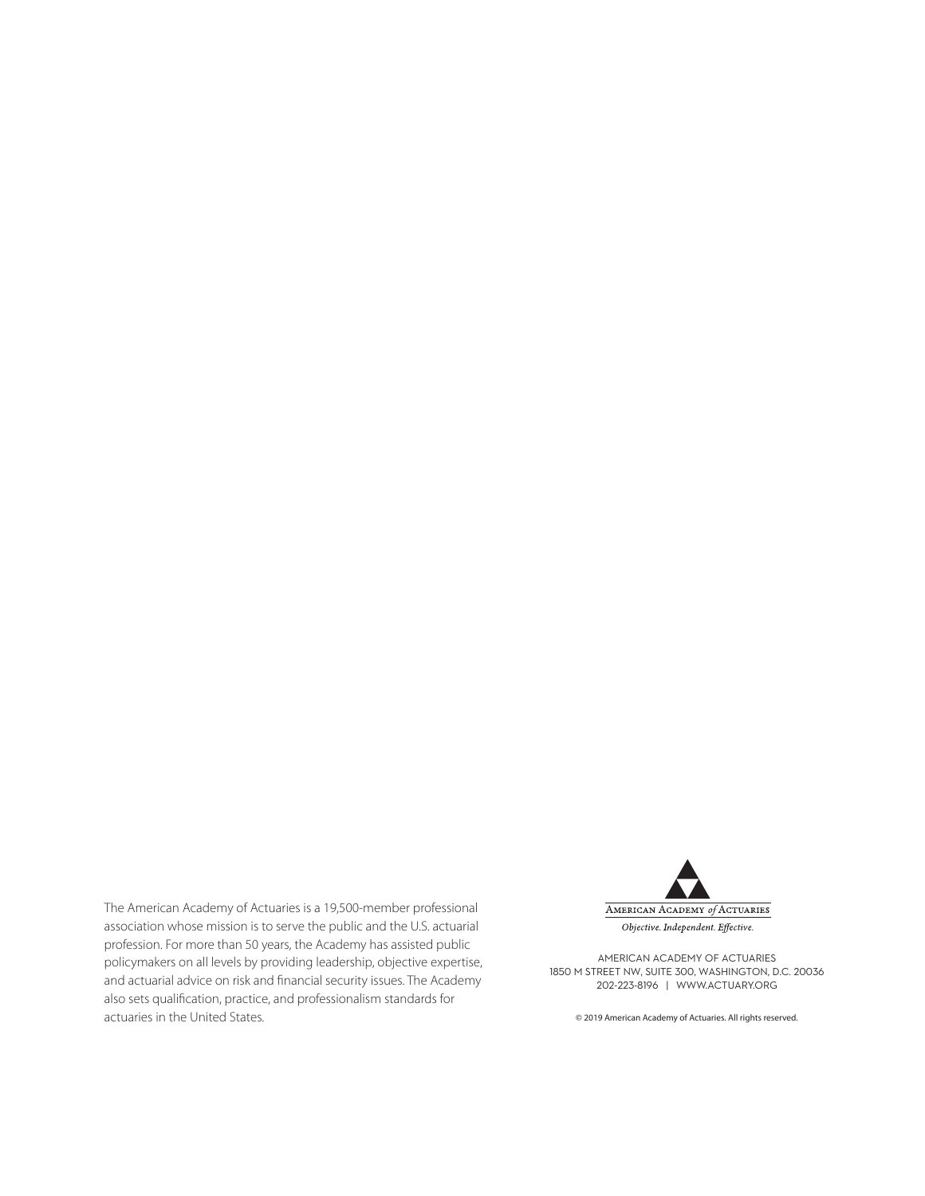The American Academy of Actuaries is a 19,500-member professional association whose mission is to serve the public and the U.S. actuarial profession. For more than 50 years, the Academy has assisted public policymakers on all levels by providing leadership, objective expertise, and actuarial advice on risk and financial security issues. The Academy also sets qualification, practice, and professionalism standards for actuaries in the United States.

AMERICAN ACADEMY *of* ACTUARIES

*Objective. Independent. Effective.*

AMERICAN ACADEMY OF ACTUARIES
1850 M STREET NW, SUITE 300, WASHINGTON, D.C. 20036
202-223-8196 | WWW.ACTUARY.ORG

© 2019 American Academy of Actuaries. All rights reserved.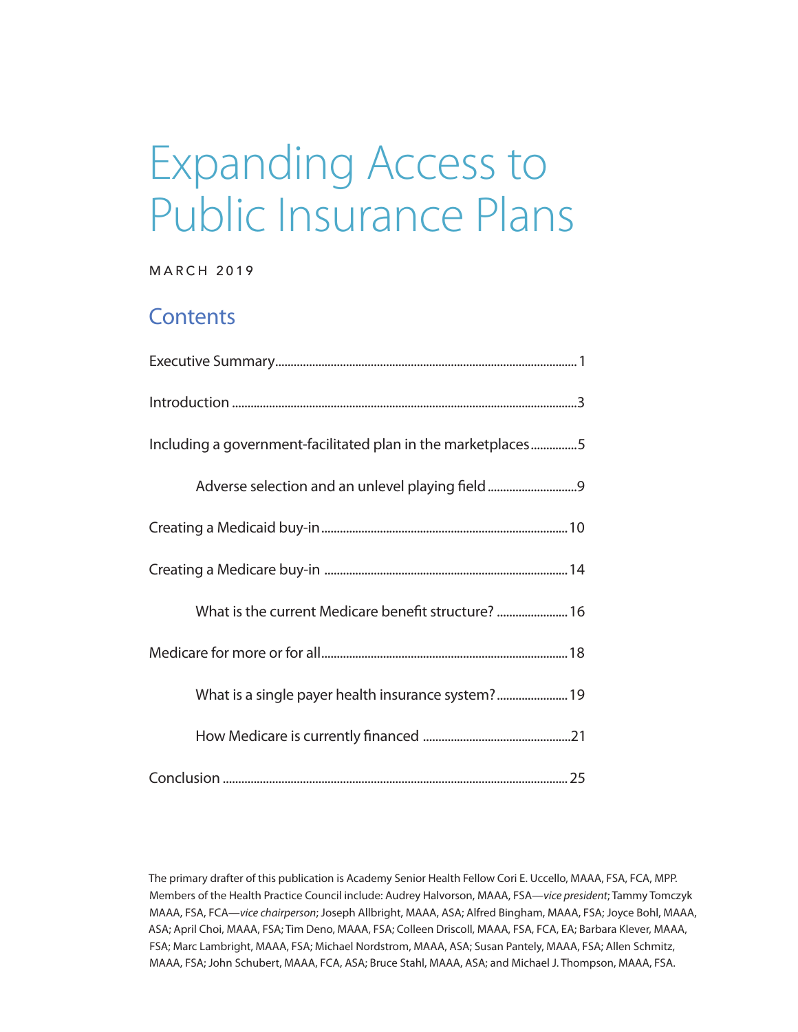# Expanding Access to Public Insurance Plans

MARCH 2019

## Contents

Executive Summary .......... 1

Introduction .......... 3

Including a government-facilitated plan in the marketplaces .......... 5

- Adverse selection and an unlevel playing field .......... 9

Creating a Medicaid buy-in .......... 10

Creating a Medicare buy-in .......... 14

- What is the current Medicare benefit structure? .......... 16

Medicare for more or for all .......... 18

- What is a single payer health insurance system? .......... 19
- How Medicare is currently financed .......... 21

Conclusion .......... 25

The primary drafter of this publication is Academy Senior Health Fellow Cori E. Uccello, MAAA, FSA, FCA, MPP. Members of the Health Practice Council include: Audrey Halvorson, MAAA, FSA—*vice president*; Tammy Tomczyk MAAA, FSA, FCA—*vice chairperson*; Joseph Allbright, MAAA, ASA; Alfred Bingham, MAAA, FSA; Joyce Bohl, MAAA, ASA; April Choi, MAAA, FSA; Tim Deno, MAAA, FSA; Colleen Driscoll, MAAA, FSA, FCA, EA; Barbara Klever, MAAA, FSA; Marc Lambright, MAAA, FSA; Michael Nordstrom, MAAA, ASA; Susan Pantely, MAAA, FSA; Allen Schmitz, MAAA, FSA; John Schubert, MAAA, FCA, ASA; Bruce Stahl, MAAA, ASA; and Michael J. Thompson, MAAA, FSA.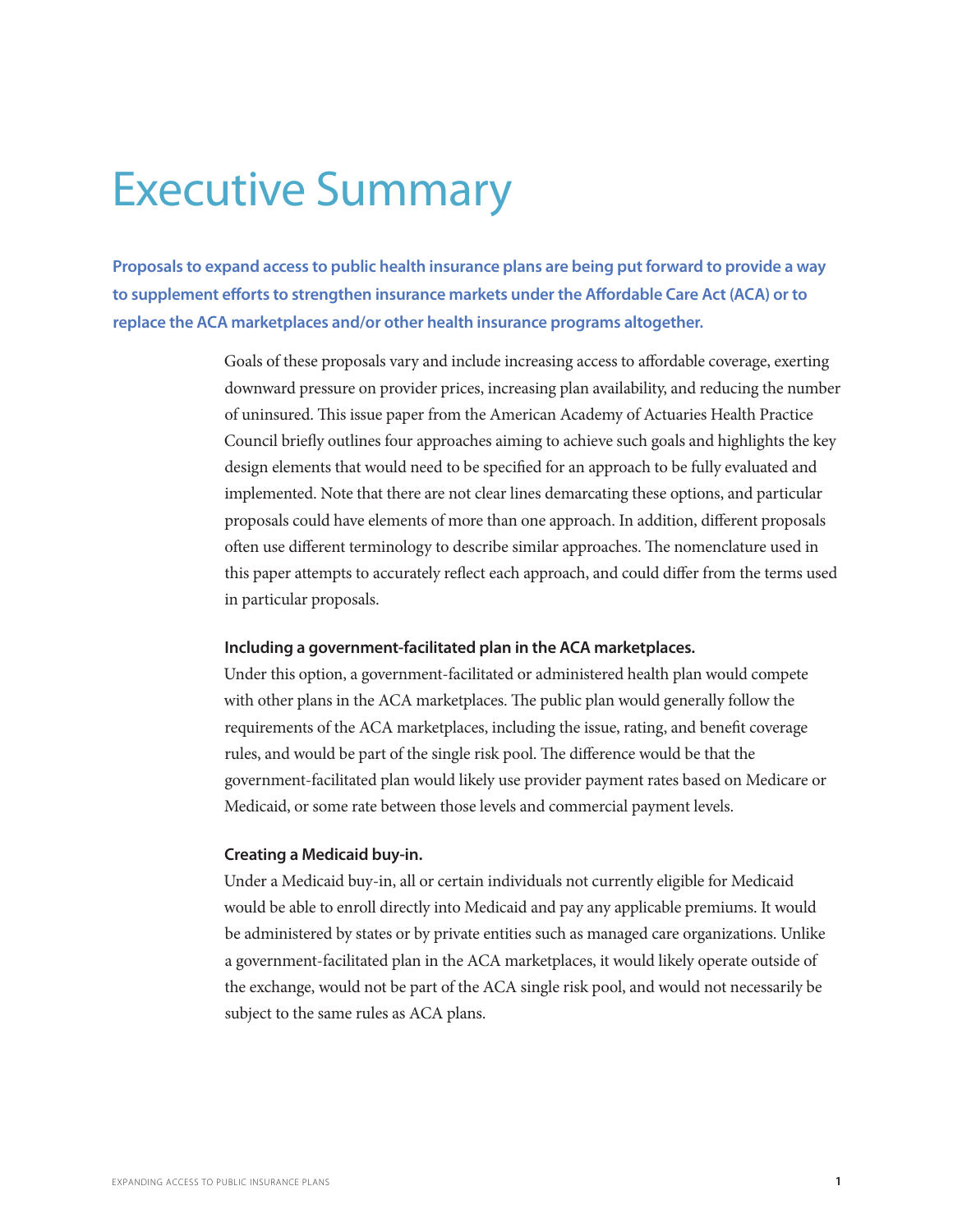# Executive Summary

**Proposals to expand access to public health insurance plans are being put forward to provide a way to supplement efforts to strengthen insurance markets under the Affordable Care Act (ACA) or to replace the ACA marketplaces and/or other health insurance programs altogether.**

Goals of these proposals vary and include increasing access to affordable coverage, exerting downward pressure on provider prices, increasing plan availability, and reducing the number of uninsured. This issue paper from the American Academy of Actuaries Health Practice Council briefly outlines four approaches aiming to achieve such goals and highlights the key design elements that would need to be specified for an approach to be fully evaluated and implemented. Note that there are not clear lines demarcating these options, and particular proposals could have elements of more than one approach. In addition, different proposals often use different terminology to describe similar approaches. The nomenclature used in this paper attempts to accurately reflect each approach, and could differ from the terms used in particular proposals.

**Including a government-facilitated plan in the ACA marketplaces.**
Under this option, a government-facilitated or administered health plan would compete with other plans in the ACA marketplaces. The public plan would generally follow the requirements of the ACA marketplaces, including the issue, rating, and benefit coverage rules, and would be part of the single risk pool. The difference would be that the government-facilitated plan would likely use provider payment rates based on Medicare or Medicaid, or some rate between those levels and commercial payment levels.

**Creating a Medicaid buy-in.**
Under a Medicaid buy-in, all or certain individuals not currently eligible for Medicaid would be able to enroll directly into Medicaid and pay any applicable premiums. It would be administered by states or by private entities such as managed care organizations. Unlike a government-facilitated plan in the ACA marketplaces, it would likely operate outside of the exchange, would not be part of the ACA single risk pool, and would not necessarily be subject to the same rules as ACA plans.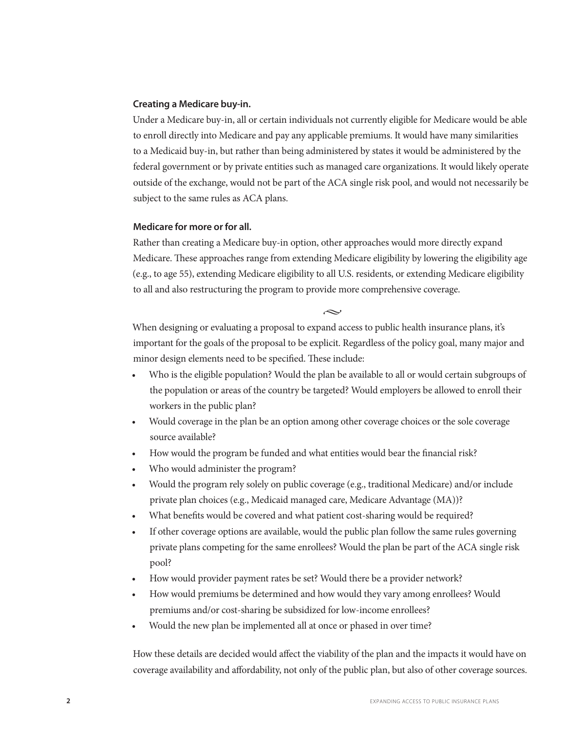**Creating a Medicare buy-in.**

Under a Medicare buy-in, all or certain individuals not currently eligible for Medicare would be able to enroll directly into Medicare and pay any applicable premiums. It would have many similarities to a Medicaid buy-in, but rather than being administered by states it would be administered by the federal government or by private entities such as managed care organizations. It would likely operate outside of the exchange, would not be part of the ACA single risk pool, and would not necessarily be subject to the same rules as ACA plans.

**Medicare for more or for all.**

Rather than creating a Medicare buy-in option, other approaches would more directly expand Medicare. These approaches range from extending Medicare eligibility by lowering the eligibility age (e.g., to age 55), extending Medicare eligibility to all U.S. residents, or extending Medicare eligibility to all and also restructuring the program to provide more comprehensive coverage.

~

When designing or evaluating a proposal to expand access to public health insurance plans, it's important for the goals of the proposal to be explicit. Regardless of the policy goal, many major and minor design elements need to be specified. These include:

- Who is the eligible population? Would the plan be available to all or would certain subgroups of the population or areas of the country be targeted? Would employers be allowed to enroll their workers in the public plan?
- Would coverage in the plan be an option among other coverage choices or the sole coverage source available?
- How would the program be funded and what entities would bear the financial risk?
- Who would administer the program?
- Would the program rely solely on public coverage (e.g., traditional Medicare) and/or include private plan choices (e.g., Medicaid managed care, Medicare Advantage (MA))?
- What benefits would be covered and what patient cost-sharing would be required?
- If other coverage options are available, would the public plan follow the same rules governing private plans competing for the same enrollees? Would the plan be part of the ACA single risk pool?
- How would provider payment rates be set? Would there be a provider network?
- How would premiums be determined and how would they vary among enrollees? Would premiums and/or cost-sharing be subsidized for low-income enrollees?
- Would the new plan be implemented all at once or phased in over time?

How these details are decided would affect the viability of the plan and the impacts it would have on coverage availability and affordability, not only of the public plan, but also of other coverage sources.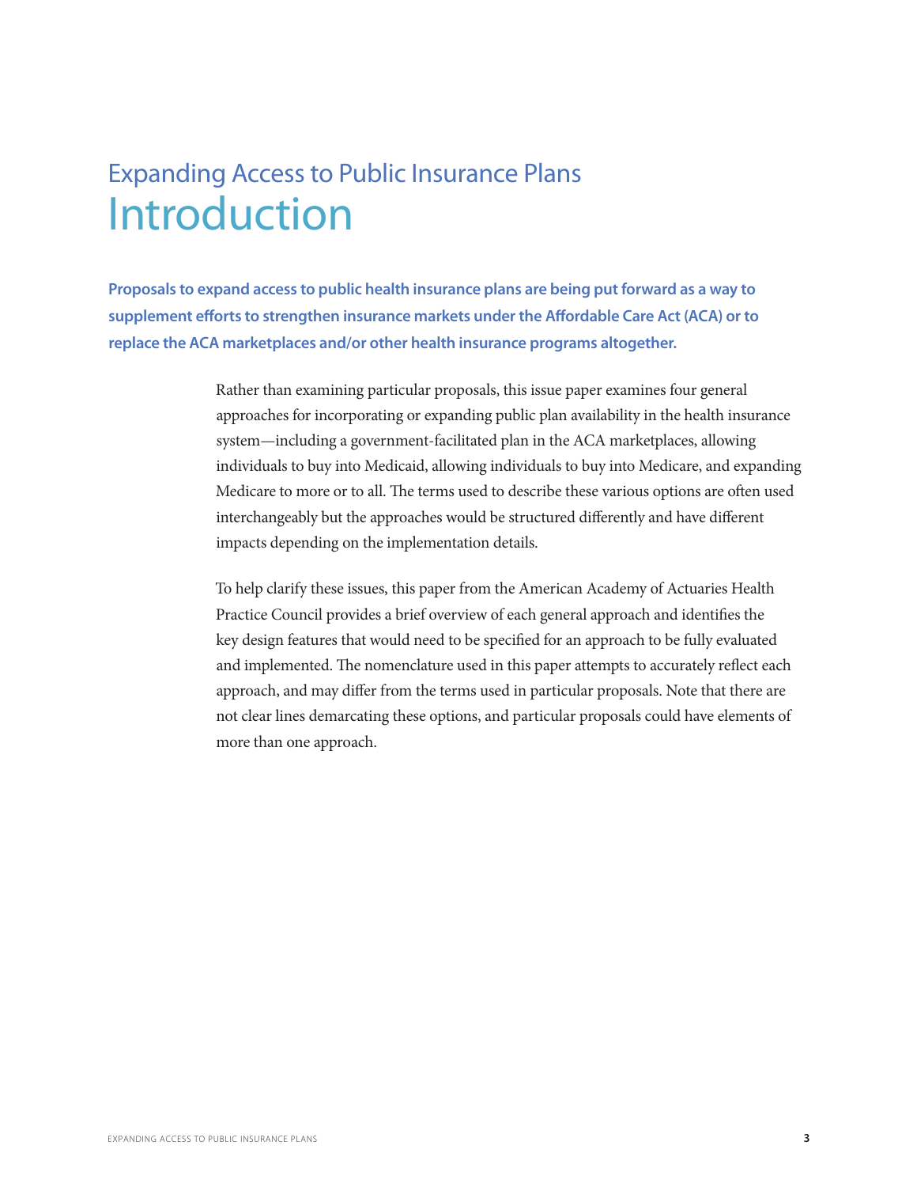## Expanding Access to Public Insurance Plans

# Introduction

**Proposals to expand access to public health insurance plans are being put forward as a way to supplement efforts to strengthen insurance markets under the Affordable Care Act (ACA) or to replace the ACA marketplaces and/or other health insurance programs altogether.**

Rather than examining particular proposals, this issue paper examines four general approaches for incorporating or expanding public plan availability in the health insurance system—including a government-facilitated plan in the ACA marketplaces, allowing individuals to buy into Medicaid, allowing individuals to buy into Medicare, and expanding Medicare to more or to all. The terms used to describe these various options are often used interchangeably but the approaches would be structured differently and have different impacts depending on the implementation details.

To help clarify these issues, this paper from the American Academy of Actuaries Health Practice Council provides a brief overview of each general approach and identifies the key design features that would need to be specified for an approach to be fully evaluated and implemented. The nomenclature used in this paper attempts to accurately reflect each approach, and may differ from the terms used in particular proposals. Note that there are not clear lines demarcating these options, and particular proposals could have elements of more than one approach.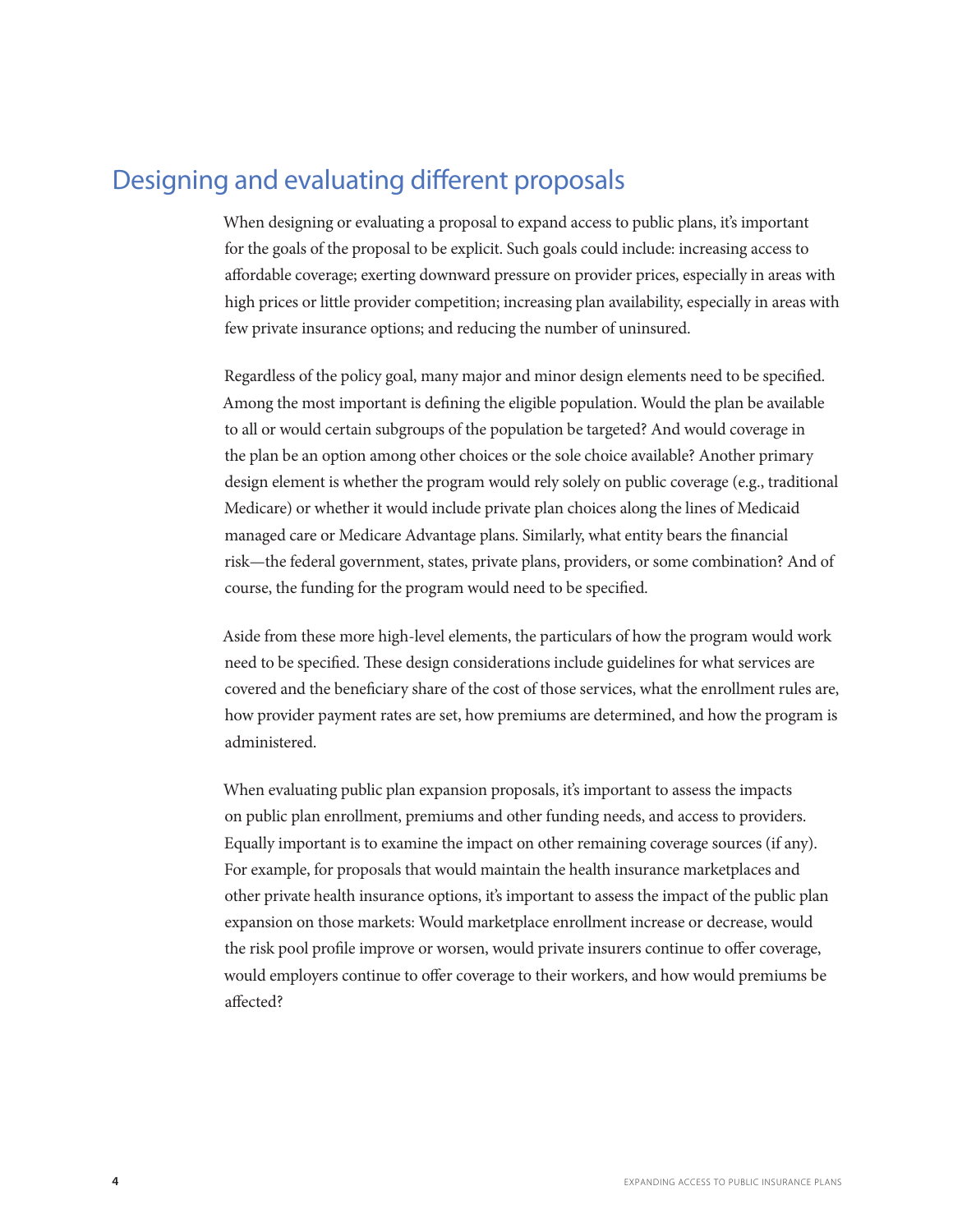## Designing and evaluating different proposals

When designing or evaluating a proposal to expand access to public plans, it's important for the goals of the proposal to be explicit. Such goals could include: increasing access to affordable coverage; exerting downward pressure on provider prices, especially in areas with high prices or little provider competition; increasing plan availability, especially in areas with few private insurance options; and reducing the number of uninsured.

Regardless of the policy goal, many major and minor design elements need to be specified. Among the most important is defining the eligible population. Would the plan be available to all or would certain subgroups of the population be targeted? And would coverage in the plan be an option among other choices or the sole choice available? Another primary design element is whether the program would rely solely on public coverage (e.g., traditional Medicare) or whether it would include private plan choices along the lines of Medicaid managed care or Medicare Advantage plans. Similarly, what entity bears the financial risk—the federal government, states, private plans, providers, or some combination? And of course, the funding for the program would need to be specified.

Aside from these more high-level elements, the particulars of how the program would work need to be specified. These design considerations include guidelines for what services are covered and the beneficiary share of the cost of those services, what the enrollment rules are, how provider payment rates are set, how premiums are determined, and how the program is administered.

When evaluating public plan expansion proposals, it's important to assess the impacts on public plan enrollment, premiums and other funding needs, and access to providers. Equally important is to examine the impact on other remaining coverage sources (if any). For example, for proposals that would maintain the health insurance marketplaces and other private health insurance options, it's important to assess the impact of the public plan expansion on those markets: Would marketplace enrollment increase or decrease, would the risk pool profile improve or worsen, would private insurers continue to offer coverage, would employers continue to offer coverage to their workers, and how would premiums be affected?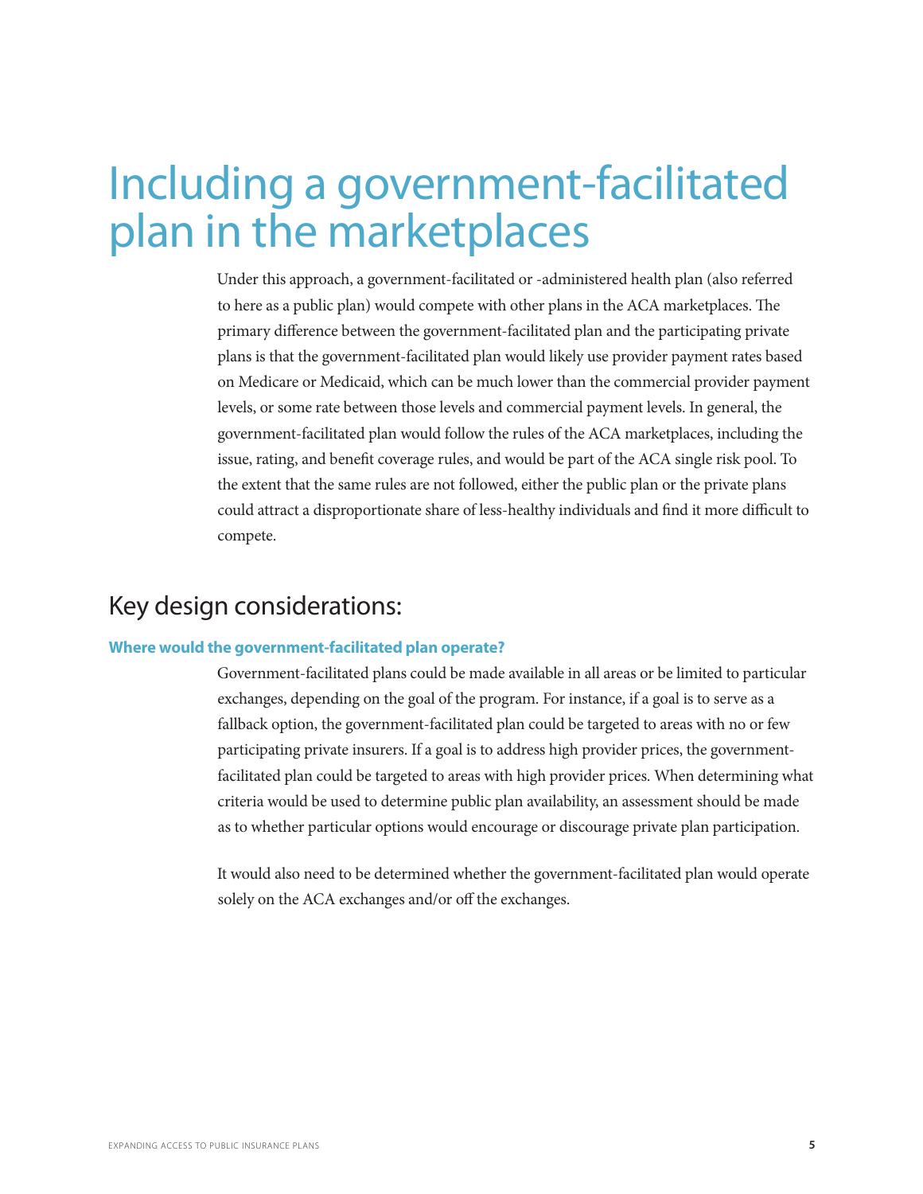# Including a government-facilitated plan in the marketplaces

Under this approach, a government-facilitated or -administered health plan (also referred to here as a public plan) would compete with other plans in the ACA marketplaces. The primary difference between the government-facilitated plan and the participating private plans is that the government-facilitated plan would likely use provider payment rates based on Medicare or Medicaid, which can be much lower than the commercial provider payment levels, or some rate between those levels and commercial payment levels. In general, the government-facilitated plan would follow the rules of the ACA marketplaces, including the issue, rating, and benefit coverage rules, and would be part of the ACA single risk pool. To the extent that the same rules are not followed, either the public plan or the private plans could attract a disproportionate share of less-healthy individuals and find it more difficult to compete.

## Key design considerations:

### Where would the government-facilitated plan operate?

Government-facilitated plans could be made available in all areas or be limited to particular exchanges, depending on the goal of the program. For instance, if a goal is to serve as a fallback option, the government-facilitated plan could be targeted to areas with no or few participating private insurers. If a goal is to address high provider prices, the government-facilitated plan could be targeted to areas with high provider prices. When determining what criteria would be used to determine public plan availability, an assessment should be made as to whether particular options would encourage or discourage private plan participation.

It would also need to be determined whether the government-facilitated plan would operate solely on the ACA exchanges and/or off the exchanges.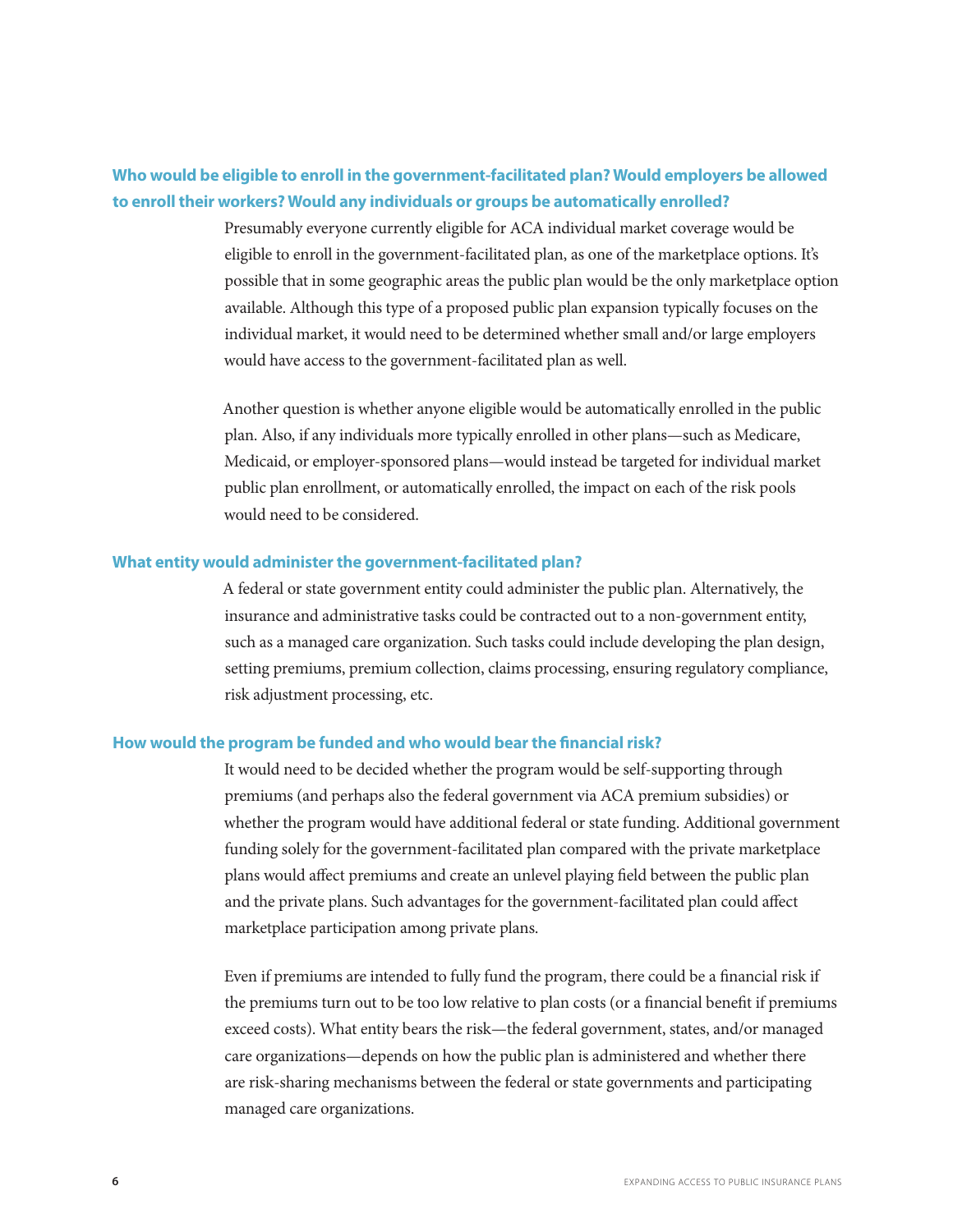### Who would be eligible to enroll in the government-facilitated plan? Would employers be allowed to enroll their workers? Would any individuals or groups be automatically enrolled?

Presumably everyone currently eligible for ACA individual market coverage would be eligible to enroll in the government-facilitated plan, as one of the marketplace options. It's possible that in some geographic areas the public plan would be the only marketplace option available. Although this type of a proposed public plan expansion typically focuses on the individual market, it would need to be determined whether small and/or large employers would have access to the government-facilitated plan as well.

Another question is whether anyone eligible would be automatically enrolled in the public plan. Also, if any individuals more typically enrolled in other plans—such as Medicare, Medicaid, or employer-sponsored plans—would instead be targeted for individual market public plan enrollment, or automatically enrolled, the impact on each of the risk pools would need to be considered.

### What entity would administer the government-facilitated plan?

A federal or state government entity could administer the public plan. Alternatively, the insurance and administrative tasks could be contracted out to a non-government entity, such as a managed care organization. Such tasks could include developing the plan design, setting premiums, premium collection, claims processing, ensuring regulatory compliance, risk adjustment processing, etc.

### How would the program be funded and who would bear the financial risk?

It would need to be decided whether the program would be self-supporting through premiums (and perhaps also the federal government via ACA premium subsidies) or whether the program would have additional federal or state funding. Additional government funding solely for the government-facilitated plan compared with the private marketplace plans would affect premiums and create an unlevel playing field between the public plan and the private plans. Such advantages for the government-facilitated plan could affect marketplace participation among private plans.

Even if premiums are intended to fully fund the program, there could be a financial risk if the premiums turn out to be too low relative to plan costs (or a financial benefit if premiums exceed costs). What entity bears the risk—the federal government, states, and/or managed care organizations—depends on how the public plan is administered and whether there are risk-sharing mechanisms between the federal or state governments and participating managed care organizations.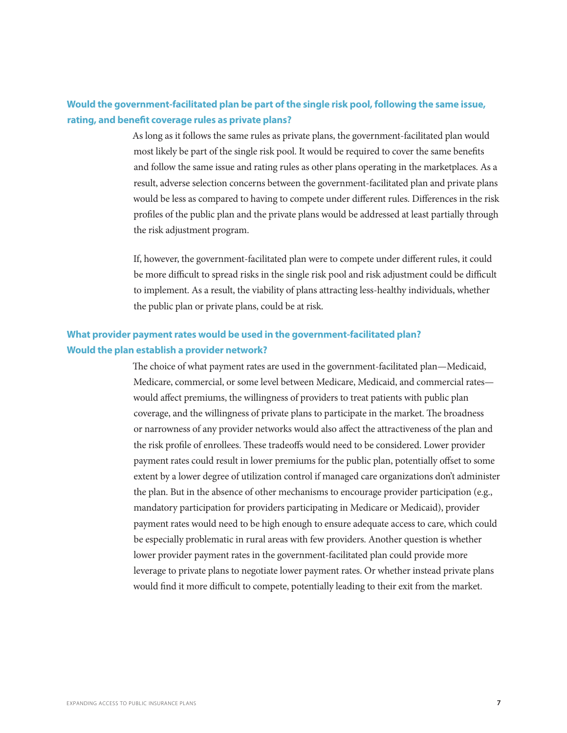### Would the government-facilitated plan be part of the single risk pool, following the same issue, rating, and benefit coverage rules as private plans?

As long as it follows the same rules as private plans, the government-facilitated plan would most likely be part of the single risk pool. It would be required to cover the same benefits and follow the same issue and rating rules as other plans operating in the marketplaces. As a result, adverse selection concerns between the government-facilitated plan and private plans would be less as compared to having to compete under different rules. Differences in the risk profiles of the public plan and the private plans would be addressed at least partially through the risk adjustment program.

If, however, the government-facilitated plan were to compete under different rules, it could be more difficult to spread risks in the single risk pool and risk adjustment could be difficult to implement. As a result, the viability of plans attracting less-healthy individuals, whether the public plan or private plans, could be at risk.

### What provider payment rates would be used in the government-facilitated plan? Would the plan establish a provider network?

The choice of what payment rates are used in the government-facilitated plan—Medicaid, Medicare, commercial, or some level between Medicare, Medicaid, and commercial rates—would affect premiums, the willingness of providers to treat patients with public plan coverage, and the willingness of private plans to participate in the market. The broadness or narrowness of any provider networks would also affect the attractiveness of the plan and the risk profile of enrollees. These tradeoffs would need to be considered. Lower provider payment rates could result in lower premiums for the public plan, potentially offset to some extent by a lower degree of utilization control if managed care organizations don't administer the plan. But in the absence of other mechanisms to encourage provider participation (e.g., mandatory participation for providers participating in Medicare or Medicaid), provider payment rates would need to be high enough to ensure adequate access to care, which could be especially problematic in rural areas with few providers. Another question is whether lower provider payment rates in the government-facilitated plan could provide more leverage to private plans to negotiate lower payment rates. Or whether instead private plans would find it more difficult to compete, potentially leading to their exit from the market.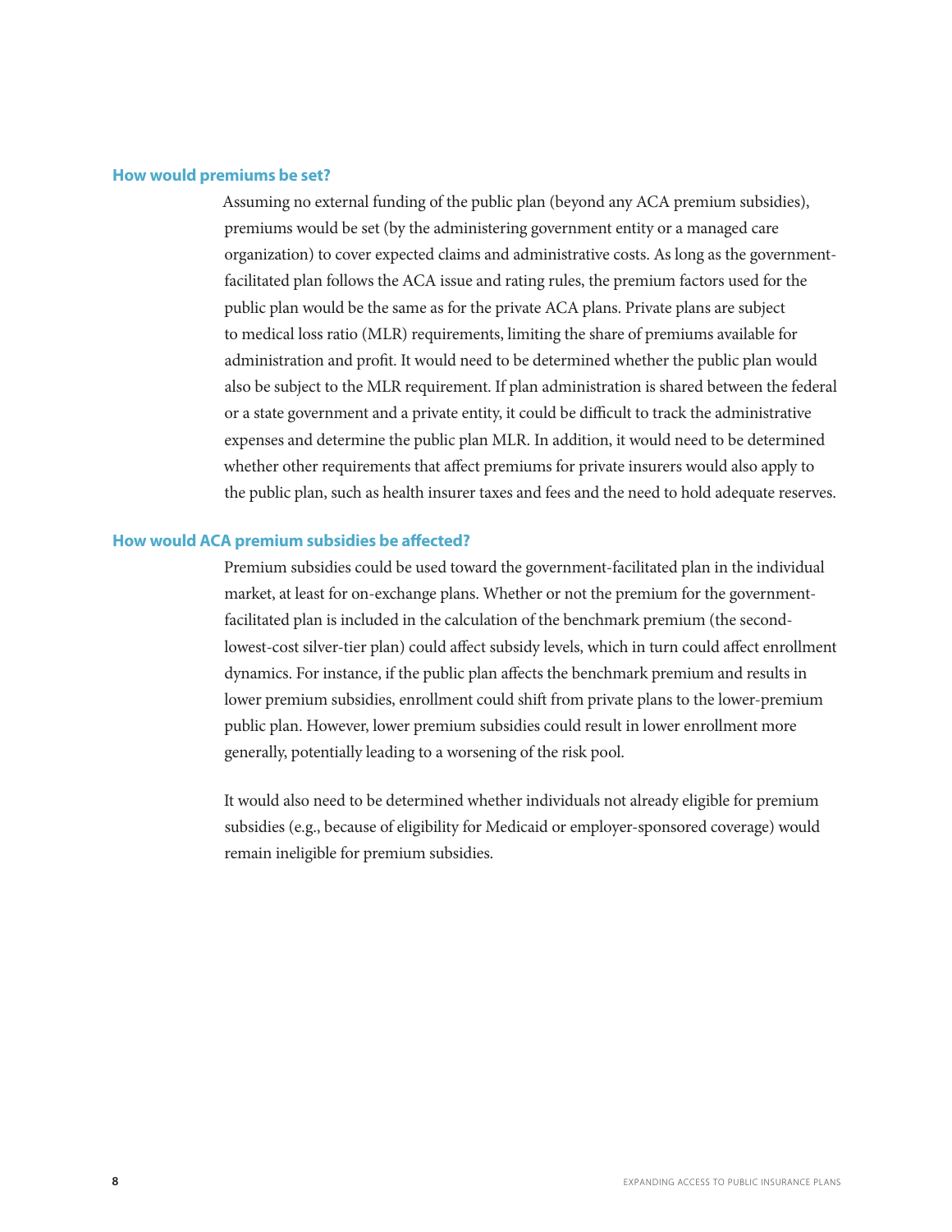### How would premiums be set?

Assuming no external funding of the public plan (beyond any ACA premium subsidies), premiums would be set (by the administering government entity or a managed care organization) to cover expected claims and administrative costs. As long as the government-facilitated plan follows the ACA issue and rating rules, the premium factors used for the public plan would be the same as for the private ACA plans. Private plans are subject to medical loss ratio (MLR) requirements, limiting the share of premiums available for administration and profit. It would need to be determined whether the public plan would also be subject to the MLR requirement. If plan administration is shared between the federal or a state government and a private entity, it could be difficult to track the administrative expenses and determine the public plan MLR. In addition, it would need to be determined whether other requirements that affect premiums for private insurers would also apply to the public plan, such as health insurer taxes and fees and the need to hold adequate reserves.

### How would ACA premium subsidies be affected?

Premium subsidies could be used toward the government-facilitated plan in the individual market, at least for on-exchange plans. Whether or not the premium for the government-facilitated plan is included in the calculation of the benchmark premium (the second-lowest-cost silver-tier plan) could affect subsidy levels, which in turn could affect enrollment dynamics. For instance, if the public plan affects the benchmark premium and results in lower premium subsidies, enrollment could shift from private plans to the lower-premium public plan. However, lower premium subsidies could result in lower enrollment more generally, potentially leading to a worsening of the risk pool.

It would also need to be determined whether individuals not already eligible for premium subsidies (e.g., because of eligibility for Medicaid or employer-sponsored coverage) would remain ineligible for premium subsidies.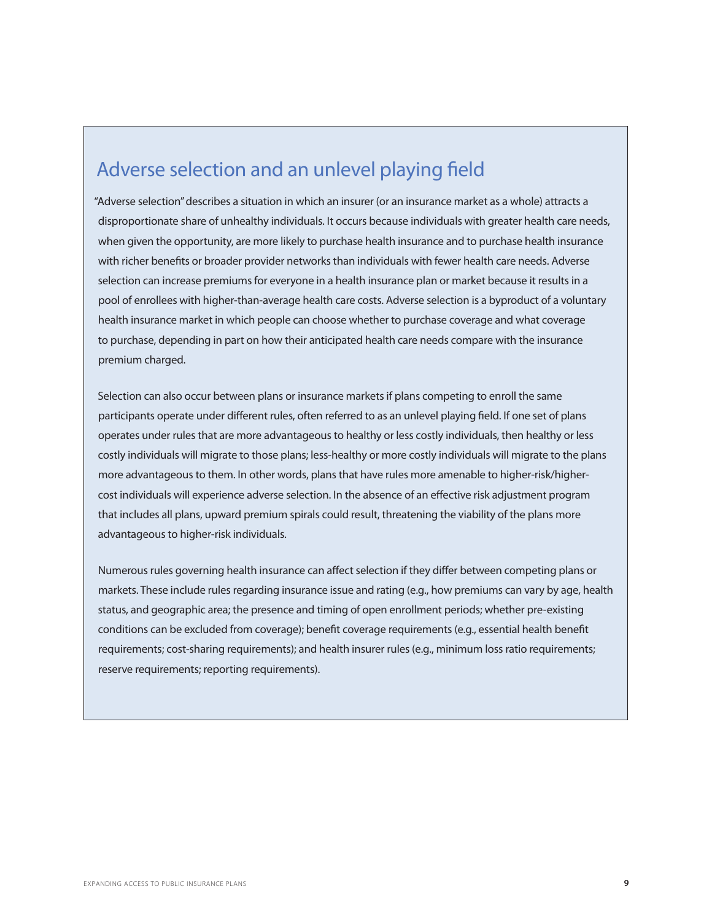## Adverse selection and an unlevel playing field

"Adverse selection" describes a situation in which an insurer (or an insurance market as a whole) attracts a disproportionate share of unhealthy individuals. It occurs because individuals with greater health care needs, when given the opportunity, are more likely to purchase health insurance and to purchase health insurance with richer benefits or broader provider networks than individuals with fewer health care needs. Adverse selection can increase premiums for everyone in a health insurance plan or market because it results in a pool of enrollees with higher-than-average health care costs. Adverse selection is a byproduct of a voluntary health insurance market in which people can choose whether to purchase coverage and what coverage to purchase, depending in part on how their anticipated health care needs compare with the insurance premium charged.

Selection can also occur between plans or insurance markets if plans competing to enroll the same participants operate under different rules, often referred to as an unlevel playing field. If one set of plans operates under rules that are more advantageous to healthy or less costly individuals, then healthy or less costly individuals will migrate to those plans; less-healthy or more costly individuals will migrate to the plans more advantageous to them. In other words, plans that have rules more amenable to higher-risk/higher-cost individuals will experience adverse selection. In the absence of an effective risk adjustment program that includes all plans, upward premium spirals could result, threatening the viability of the plans more advantageous to higher-risk individuals.

Numerous rules governing health insurance can affect selection if they differ between competing plans or markets. These include rules regarding insurance issue and rating (e.g., how premiums can vary by age, health status, and geographic area; the presence and timing of open enrollment periods; whether pre-existing conditions can be excluded from coverage); benefit coverage requirements (e.g., essential health benefit requirements; cost-sharing requirements); and health insurer rules (e.g., minimum loss ratio requirements; reserve requirements; reporting requirements).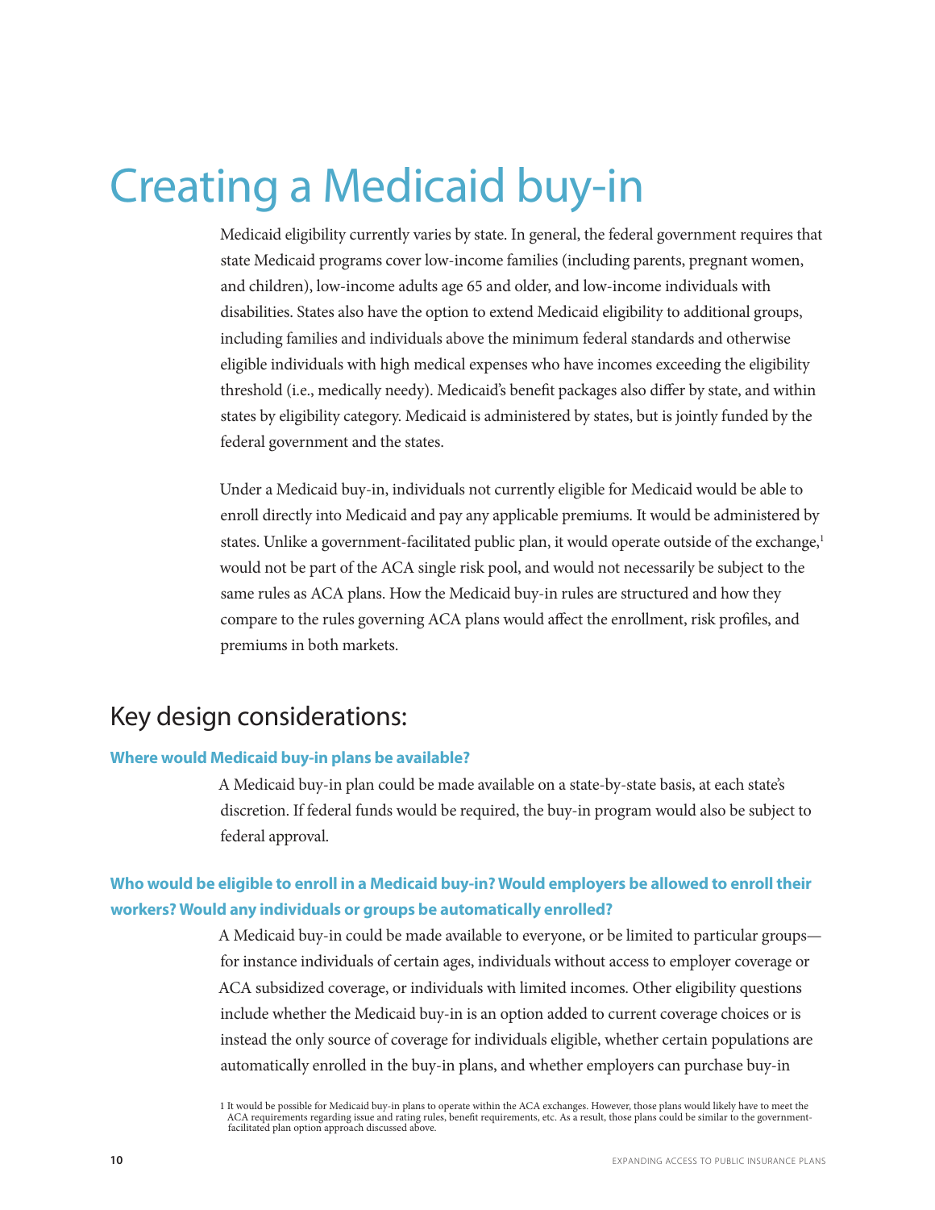# Creating a Medicaid buy-in

Medicaid eligibility currently varies by state. In general, the federal government requires that state Medicaid programs cover low-income families (including parents, pregnant women, and children), low-income adults age 65 and older, and low-income individuals with disabilities. States also have the option to extend Medicaid eligibility to additional groups, including families and individuals above the minimum federal standards and otherwise eligible individuals with high medical expenses who have incomes exceeding the eligibility threshold (i.e., medically needy). Medicaid's benefit packages also differ by state, and within states by eligibility category. Medicaid is administered by states, but is jointly funded by the federal government and the states.

Under a Medicaid buy-in, individuals not currently eligible for Medicaid would be able to enroll directly into Medicaid and pay any applicable premiums. It would be administered by states. Unlike a government-facilitated public plan, it would operate outside of the exchange,[1] would not be part of the ACA single risk pool, and would not necessarily be subject to the same rules as ACA plans. How the Medicaid buy-in rules are structured and how they compare to the rules governing ACA plans would affect the enrollment, risk profiles, and premiums in both markets.

## Key design considerations:

### Where would Medicaid buy-in plans be available?

A Medicaid buy-in plan could be made available on a state-by-state basis, at each state's discretion. If federal funds would be required, the buy-in program would also be subject to federal approval.

### Who would be eligible to enroll in a Medicaid buy-in? Would employers be allowed to enroll their workers? Would any individuals or groups be automatically enrolled?

A Medicaid buy-in could be made available to everyone, or be limited to particular groups—for instance individuals of certain ages, individuals without access to employer coverage or ACA subsidized coverage, or individuals with limited incomes. Other eligibility questions include whether the Medicaid buy-in is an option added to current coverage choices or is instead the only source of coverage for individuals eligible, whether certain populations are automatically enrolled in the buy-in plans, and whether employers can purchase buy-in

[1] It would be possible for Medicaid buy-in plans to operate within the ACA exchanges. However, those plans would likely have to meet the ACA requirements regarding issue and rating rules, benefit requirements, etc. As a result, those plans could be similar to the government-facilitated plan option approach discussed above.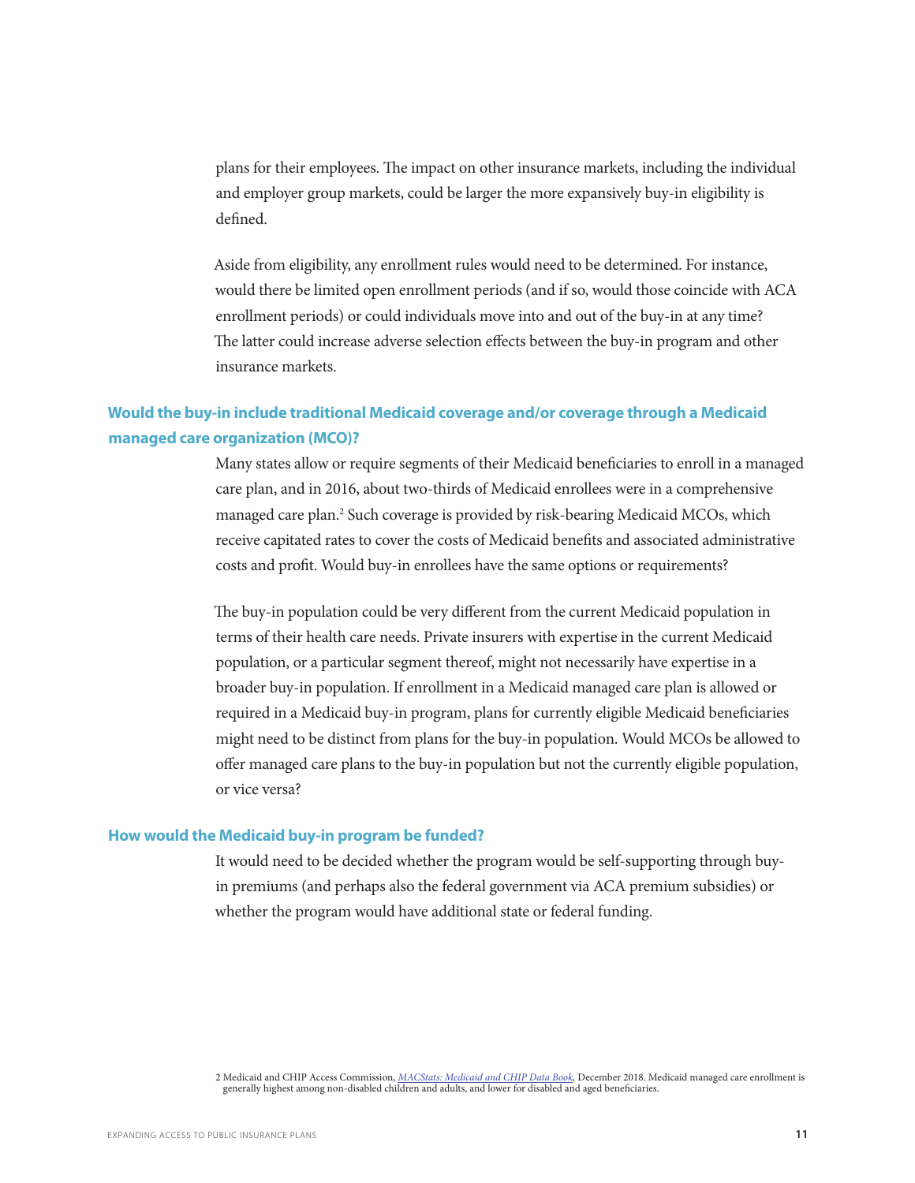plans for their employees. The impact on other insurance markets, including the individual and employer group markets, could be larger the more expansively buy-in eligibility is defined.

Aside from eligibility, any enrollment rules would need to be determined. For instance, would there be limited open enrollment periods (and if so, would those coincide with ACA enrollment periods) or could individuals move into and out of the buy-in at any time? The latter could increase adverse selection effects between the buy-in program and other insurance markets.

### Would the buy-in include traditional Medicaid coverage and/or coverage through a Medicaid managed care organization (MCO)?

Many states allow or require segments of their Medicaid beneficiaries to enroll in a managed care plan, and in 2016, about two-thirds of Medicaid enrollees were in a comprehensive managed care plan.[2] Such coverage is provided by risk-bearing Medicaid MCOs, which receive capitated rates to cover the costs of Medicaid benefits and associated administrative costs and profit. Would buy-in enrollees have the same options or requirements?

The buy-in population could be very different from the current Medicaid population in terms of their health care needs. Private insurers with expertise in the current Medicaid population, or a particular segment thereof, might not necessarily have expertise in a broader buy-in population. If enrollment in a Medicaid managed care plan is allowed or required in a Medicaid buy-in program, plans for currently eligible Medicaid beneficiaries might need to be distinct from plans for the buy-in population. Would MCOs be allowed to offer managed care plans to the buy-in population but not the currently eligible population, or vice versa?

### How would the Medicaid buy-in program be funded?

It would need to be decided whether the program would be self-supporting through buy-in premiums (and perhaps also the federal government via ACA premium subsidies) or whether the program would have additional state or federal funding.

2 Medicaid and CHIP Access Commission, *MACStats: Medicaid and CHIP Data Book*, December 2018. Medicaid managed care enrollment is generally highest among non-disabled children and adults, and lower for disabled and aged beneficiaries.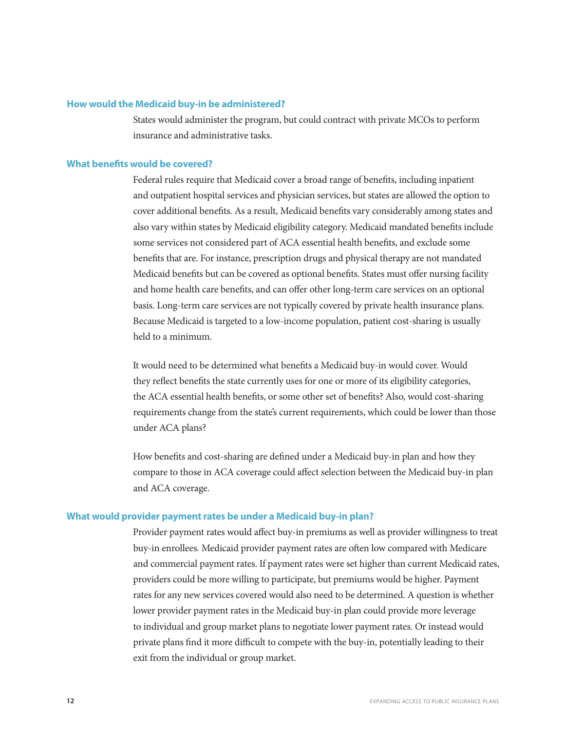### How would the Medicaid buy-in be administered?

States would administer the program, but could contract with private MCOs to perform insurance and administrative tasks.

### What benefits would be covered?

Federal rules require that Medicaid cover a broad range of benefits, including inpatient and outpatient hospital services and physician services, but states are allowed the option to cover additional benefits. As a result, Medicaid benefits vary considerably among states and also vary within states by Medicaid eligibility category. Medicaid mandated benefits include some services not considered part of ACA essential health benefits, and exclude some benefits that are. For instance, prescription drugs and physical therapy are not mandated Medicaid benefits but can be covered as optional benefits. States must offer nursing facility and home health care benefits, and can offer other long-term care services on an optional basis. Long-term care services are not typically covered by private health insurance plans. Because Medicaid is targeted to a low-income population, patient cost-sharing is usually held to a minimum.

It would need to be determined what benefits a Medicaid buy-in would cover. Would they reflect benefits the state currently uses for one or more of its eligibility categories, the ACA essential health benefits, or some other set of benefits? Also, would cost-sharing requirements change from the state's current requirements, which could be lower than those under ACA plans?

How benefits and cost-sharing are defined under a Medicaid buy-in plan and how they compare to those in ACA coverage could affect selection between the Medicaid buy-in plan and ACA coverage.

### What would provider payment rates be under a Medicaid buy-in plan?

Provider payment rates would affect buy-in premiums as well as provider willingness to treat buy-in enrollees. Medicaid provider payment rates are often low compared with Medicare and commercial payment rates. If payment rates were set higher than current Medicaid rates, providers could be more willing to participate, but premiums would be higher. Payment rates for any new services covered would also need to be determined. A question is whether lower provider payment rates in the Medicaid buy-in plan could provide more leverage to individual and group market plans to negotiate lower payment rates. Or instead would private plans find it more difficult to compete with the buy-in, potentially leading to their exit from the individual or group market.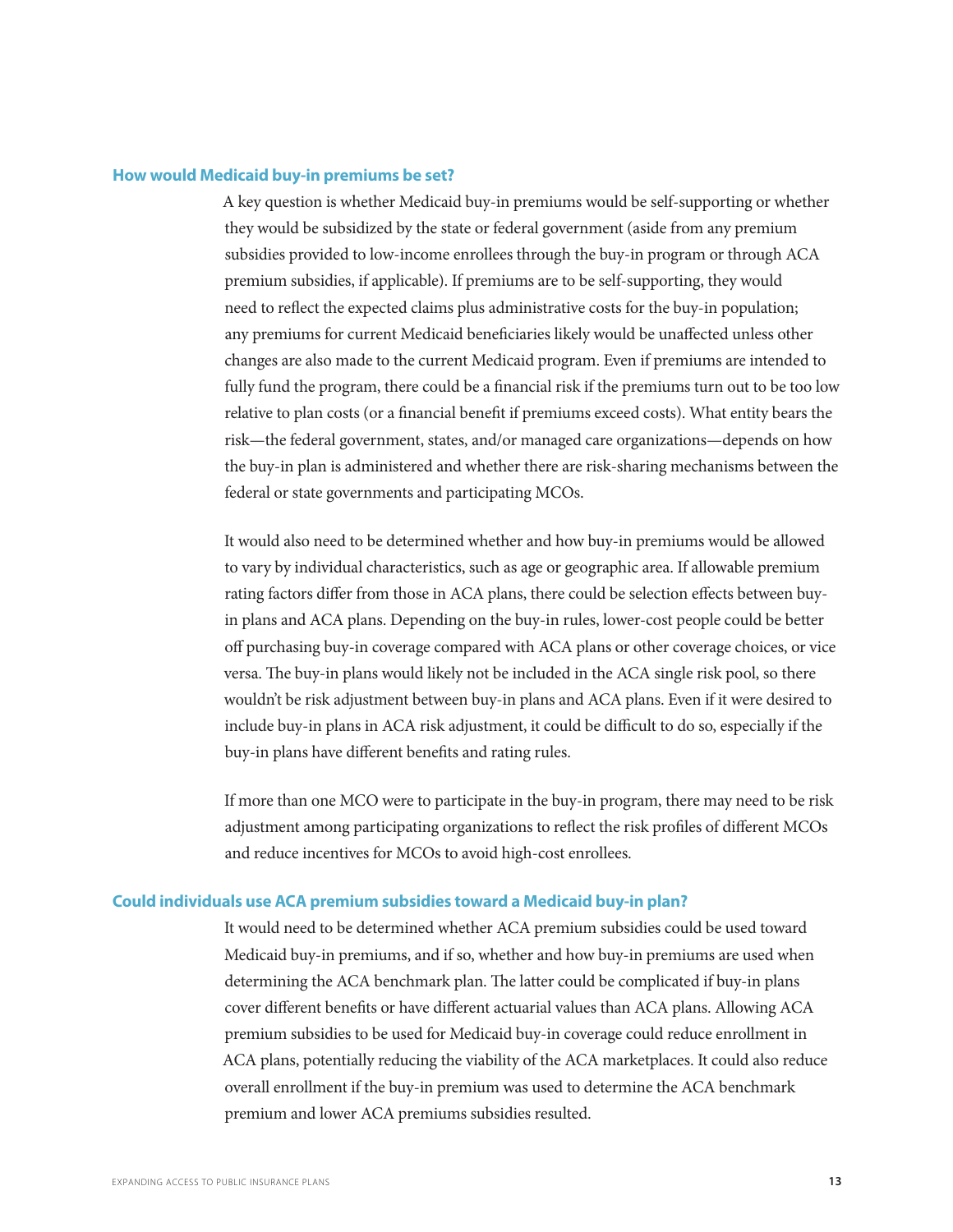### How would Medicaid buy-in premiums be set?

A key question is whether Medicaid buy-in premiums would be self-supporting or whether they would be subsidized by the state or federal government (aside from any premium subsidies provided to low-income enrollees through the buy-in program or through ACA premium subsidies, if applicable). If premiums are to be self-supporting, they would need to reflect the expected claims plus administrative costs for the buy-in population; any premiums for current Medicaid beneficiaries likely would be unaffected unless other changes are also made to the current Medicaid program. Even if premiums are intended to fully fund the program, there could be a financial risk if the premiums turn out to be too low relative to plan costs (or a financial benefit if premiums exceed costs). What entity bears the risk—the federal government, states, and/or managed care organizations—depends on how the buy-in plan is administered and whether there are risk-sharing mechanisms between the federal or state governments and participating MCOs.

It would also need to be determined whether and how buy-in premiums would be allowed to vary by individual characteristics, such as age or geographic area. If allowable premium rating factors differ from those in ACA plans, there could be selection effects between buy-in plans and ACA plans. Depending on the buy-in rules, lower-cost people could be better off purchasing buy-in coverage compared with ACA plans or other coverage choices, or vice versa. The buy-in plans would likely not be included in the ACA single risk pool, so there wouldn't be risk adjustment between buy-in plans and ACA plans. Even if it were desired to include buy-in plans in ACA risk adjustment, it could be difficult to do so, especially if the buy-in plans have different benefits and rating rules.

If more than one MCO were to participate in the buy-in program, there may need to be risk adjustment among participating organizations to reflect the risk profiles of different MCOs and reduce incentives for MCOs to avoid high-cost enrollees.

### Could individuals use ACA premium subsidies toward a Medicaid buy-in plan?

It would need to be determined whether ACA premium subsidies could be used toward Medicaid buy-in premiums, and if so, whether and how buy-in premiums are used when determining the ACA benchmark plan. The latter could be complicated if buy-in plans cover different benefits or have different actuarial values than ACA plans. Allowing ACA premium subsidies to be used for Medicaid buy-in coverage could reduce enrollment in ACA plans, potentially reducing the viability of the ACA marketplaces. It could also reduce overall enrollment if the buy-in premium was used to determine the ACA benchmark premium and lower ACA premiums subsidies resulted.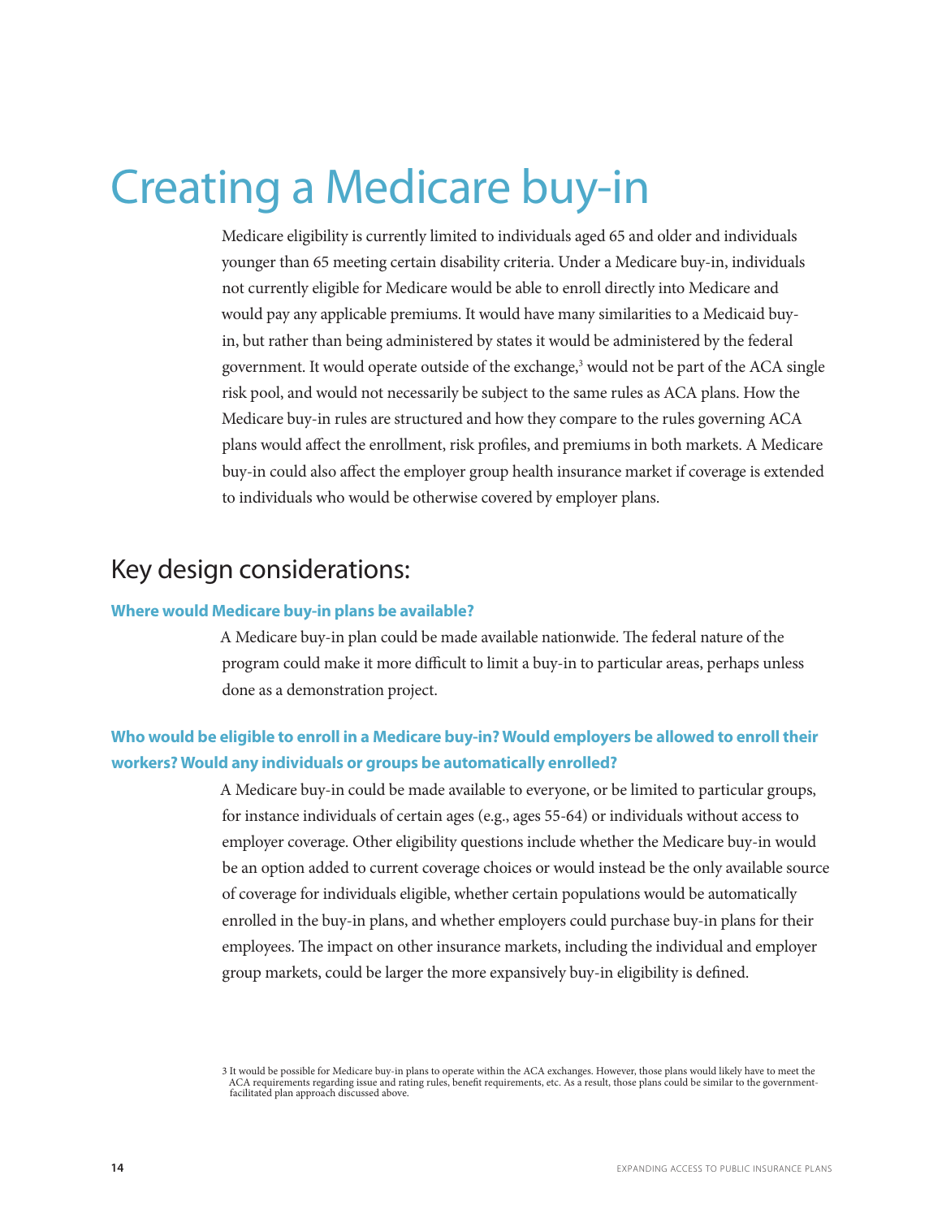# Creating a Medicare buy-in

Medicare eligibility is currently limited to individuals aged 65 and older and individuals younger than 65 meeting certain disability criteria. Under a Medicare buy-in, individuals not currently eligible for Medicare would be able to enroll directly into Medicare and would pay any applicable premiums. It would have many similarities to a Medicaid buy-in, but rather than being administered by states it would be administered by the federal government. It would operate outside of the exchange,[3] would not be part of the ACA single risk pool, and would not necessarily be subject to the same rules as ACA plans. How the Medicare buy-in rules are structured and how they compare to the rules governing ACA plans would affect the enrollment, risk profiles, and premiums in both markets. A Medicare buy-in could also affect the employer group health insurance market if coverage is extended to individuals who would be otherwise covered by employer plans.

## Key design considerations:

### Where would Medicare buy-in plans be available?

A Medicare buy-in plan could be made available nationwide. The federal nature of the program could make it more difficult to limit a buy-in to particular areas, perhaps unless done as a demonstration project.

### Who would be eligible to enroll in a Medicare buy-in? Would employers be allowed to enroll their workers? Would any individuals or groups be automatically enrolled?

A Medicare buy-in could be made available to everyone, or be limited to particular groups, for instance individuals of certain ages (e.g., ages 55-64) or individuals without access to employer coverage. Other eligibility questions include whether the Medicare buy-in would be an option added to current coverage choices or would instead be the only available source of coverage for individuals eligible, whether certain populations would be automatically enrolled in the buy-in plans, and whether employers could purchase buy-in plans for their employees. The impact on other insurance markets, including the individual and employer group markets, could be larger the more expansively buy-in eligibility is defined.

3 It would be possible for Medicare buy-in plans to operate within the ACA exchanges. However, those plans would likely have to meet the ACA requirements regarding issue and rating rules, benefit requirements, etc. As a result, those plans could be similar to the government-facilitated plan approach discussed above.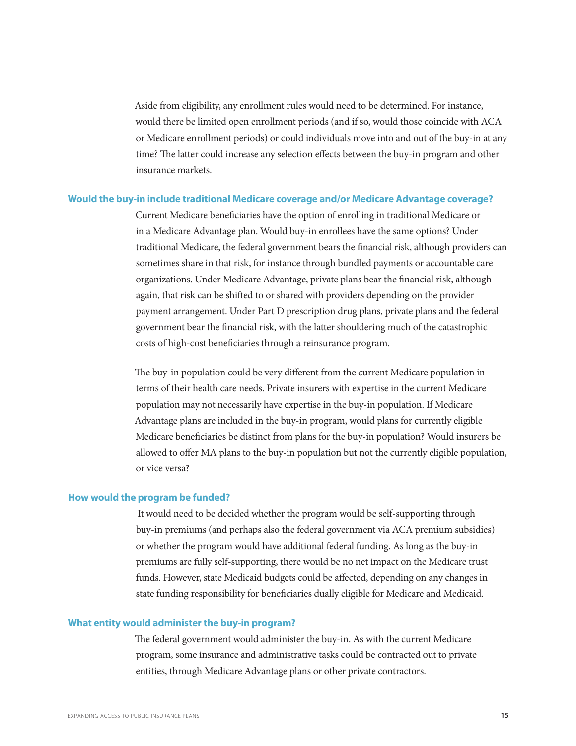Aside from eligibility, any enrollment rules would need to be determined. For instance, would there be limited open enrollment periods (and if so, would those coincide with ACA or Medicare enrollment periods) or could individuals move into and out of the buy-in at any time? The latter could increase any selection effects between the buy-in program and other insurance markets.

### Would the buy-in include traditional Medicare coverage and/or Medicare Advantage coverage?

Current Medicare beneficiaries have the option of enrolling in traditional Medicare or in a Medicare Advantage plan. Would buy-in enrollees have the same options? Under traditional Medicare, the federal government bears the financial risk, although providers can sometimes share in that risk, for instance through bundled payments or accountable care organizations. Under Medicare Advantage, private plans bear the financial risk, although again, that risk can be shifted to or shared with providers depending on the provider payment arrangement. Under Part D prescription drug plans, private plans and the federal government bear the financial risk, with the latter shouldering much of the catastrophic costs of high-cost beneficiaries through a reinsurance program.

The buy-in population could be very different from the current Medicare population in terms of their health care needs. Private insurers with expertise in the current Medicare population may not necessarily have expertise in the buy-in population. If Medicare Advantage plans are included in the buy-in program, would plans for currently eligible Medicare beneficiaries be distinct from plans for the buy-in population? Would insurers be allowed to offer MA plans to the buy-in population but not the currently eligible population, or vice versa?

### How would the program be funded?

It would need to be decided whether the program would be self-supporting through buy-in premiums (and perhaps also the federal government via ACA premium subsidies) or whether the program would have additional federal funding. As long as the buy-in premiums are fully self-supporting, there would be no net impact on the Medicare trust funds. However, state Medicaid budgets could be affected, depending on any changes in state funding responsibility for beneficiaries dually eligible for Medicare and Medicaid.

### What entity would administer the buy-in program?

The federal government would administer the buy-in. As with the current Medicare program, some insurance and administrative tasks could be contracted out to private entities, through Medicare Advantage plans or other private contractors.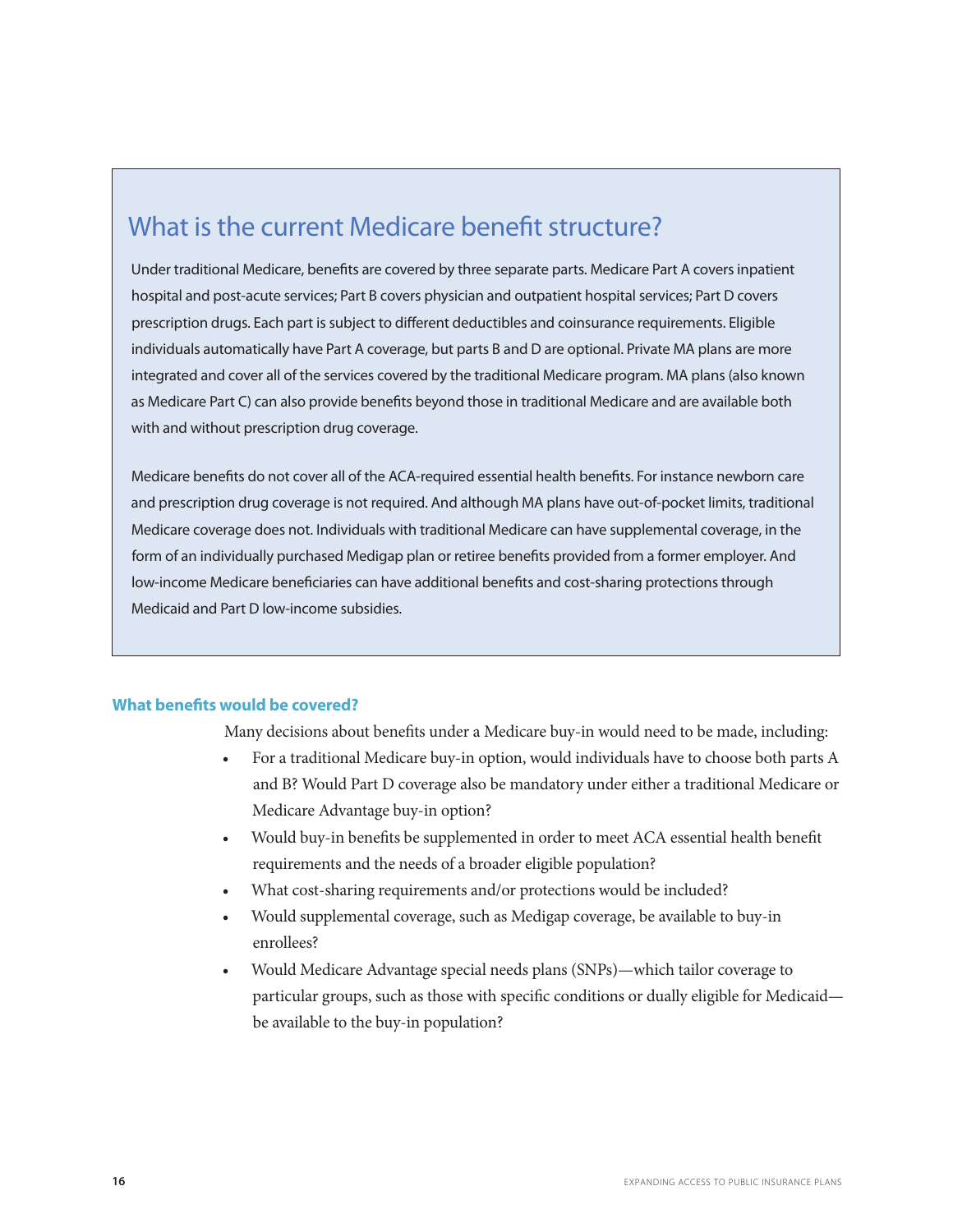## What is the current Medicare benefit structure?

Under traditional Medicare, benefits are covered by three separate parts. Medicare Part A covers inpatient hospital and post-acute services; Part B covers physician and outpatient hospital services; Part D covers prescription drugs. Each part is subject to different deductibles and coinsurance requirements. Eligible individuals automatically have Part A coverage, but parts B and D are optional. Private MA plans are more integrated and cover all of the services covered by the traditional Medicare program. MA plans (also known as Medicare Part C) can also provide benefits beyond those in traditional Medicare and are available both with and without prescription drug coverage.

Medicare benefits do not cover all of the ACA-required essential health benefits. For instance newborn care and prescription drug coverage is not required. And although MA plans have out-of-pocket limits, traditional Medicare coverage does not. Individuals with traditional Medicare can have supplemental coverage, in the form of an individually purchased Medigap plan or retiree benefits provided from a former employer. And low-income Medicare beneficiaries can have additional benefits and cost-sharing protections through Medicaid and Part D low-income subsidies.

### What benefits would be covered?

Many decisions about benefits under a Medicare buy-in would need to be made, including:

- For a traditional Medicare buy-in option, would individuals have to choose both parts A and B? Would Part D coverage also be mandatory under either a traditional Medicare or Medicare Advantage buy-in option?
- Would buy-in benefits be supplemented in order to meet ACA essential health benefit requirements and the needs of a broader eligible population?
- What cost-sharing requirements and/or protections would be included?
- Would supplemental coverage, such as Medigap coverage, be available to buy-in enrollees?
- Would Medicare Advantage special needs plans (SNPs)—which tailor coverage to particular groups, such as those with specific conditions or dually eligible for Medicaid—be available to the buy-in population?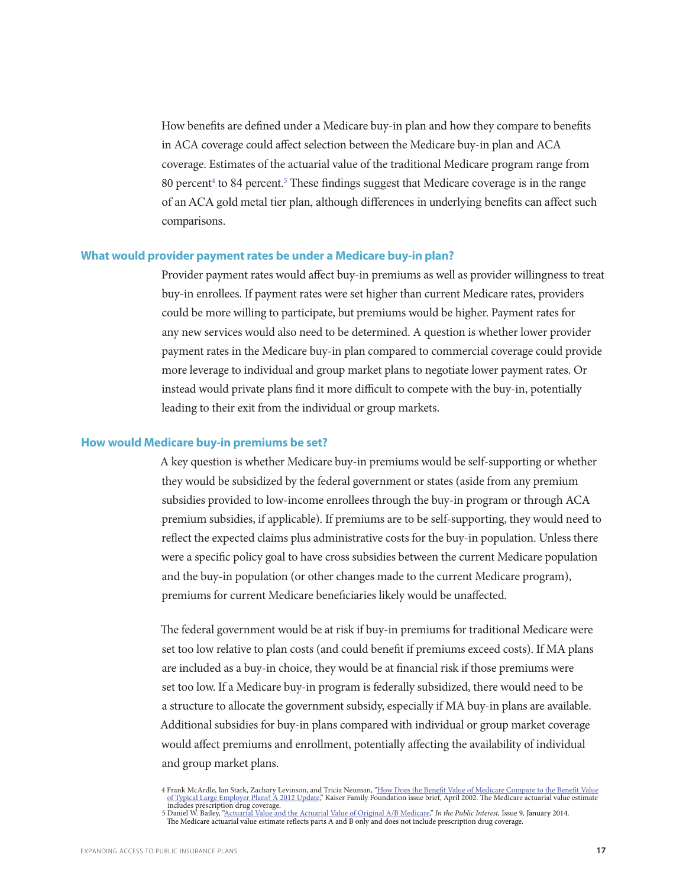How benefits are defined under a Medicare buy-in plan and how they compare to benefits in ACA coverage could affect selection between the Medicare buy-in plan and ACA coverage. Estimates of the actuarial value of the traditional Medicare program range from 80 percent[4] to 84 percent.[5] These findings suggest that Medicare coverage is in the range of an ACA gold metal tier plan, although differences in underlying benefits can affect such comparisons.

### What would provider payment rates be under a Medicare buy-in plan?

Provider payment rates would affect buy-in premiums as well as provider willingness to treat buy-in enrollees. If payment rates were set higher than current Medicare rates, providers could be more willing to participate, but premiums would be higher. Payment rates for any new services would also need to be determined. A question is whether lower provider payment rates in the Medicare buy-in plan compared to commercial coverage could provide more leverage to individual and group market plans to negotiate lower payment rates. Or instead would private plans find it more difficult to compete with the buy-in, potentially leading to their exit from the individual or group markets.

### How would Medicare buy-in premiums be set?

A key question is whether Medicare buy-in premiums would be self-supporting or whether they would be subsidized by the federal government or states (aside from any premium subsidies provided to low-income enrollees through the buy-in program or through ACA premium subsidies, if applicable). If premiums are to be self-supporting, they would need to reflect the expected claims plus administrative costs for the buy-in population. Unless there were a specific policy goal to have cross subsidies between the current Medicare population and the buy-in population (or other changes made to the current Medicare program), premiums for current Medicare beneficiaries likely would be unaffected.

The federal government would be at risk if buy-in premiums for traditional Medicare were set too low relative to plan costs (and could benefit if premiums exceed costs). If MA plans are included as a buy-in choice, they would be at financial risk if those premiums were set too low. If a Medicare buy-in program is federally subsidized, there would need to be a structure to allocate the government subsidy, especially if MA buy-in plans are available. Additional subsidies for buy-in plans compared with individual or group market coverage would affect premiums and enrollment, potentially affecting the availability of individual and group market plans.

4 Frank McArdle, Ian Stark, Zachary Levinson, and Tricia Neuman, "How Does the Benefit Value of Medicare Compare to the Benefit Value of Typical Large Employer Plans? A 2012 Update," Kaiser Family Foundation issue brief, April 2002. The Medicare actuarial value estimate includes prescription drug coverage.

5 Daniel W. Bailey, "Actuarial Value and the Actuarial Value of Original A/B Medicare," *In the Public Interest,* Issue 9, January 2014. The Medicare actuarial value estimate reflects parts A and B only and does not include prescription drug coverage.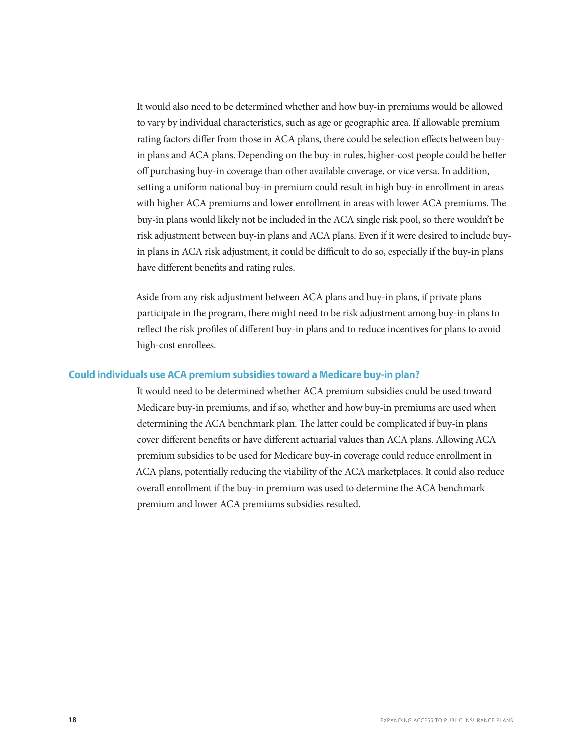It would also need to be determined whether and how buy-in premiums would be allowed to vary by individual characteristics, such as age or geographic area. If allowable premium rating factors differ from those in ACA plans, there could be selection effects between buy-in plans and ACA plans. Depending on the buy-in rules, higher-cost people could be better off purchasing buy-in coverage than other available coverage, or vice versa. In addition, setting a uniform national buy-in premium could result in high buy-in enrollment in areas with higher ACA premiums and lower enrollment in areas with lower ACA premiums. The buy-in plans would likely not be included in the ACA single risk pool, so there wouldn't be risk adjustment between buy-in plans and ACA plans. Even if it were desired to include buy-in plans in ACA risk adjustment, it could be difficult to do so, especially if the buy-in plans have different benefits and rating rules.

Aside from any risk adjustment between ACA plans and buy-in plans, if private plans participate in the program, there might need to be risk adjustment among buy-in plans to reflect the risk profiles of different buy-in plans and to reduce incentives for plans to avoid high-cost enrollees.

### Could individuals use ACA premium subsidies toward a Medicare buy-in plan?

It would need to be determined whether ACA premium subsidies could be used toward Medicare buy-in premiums, and if so, whether and how buy-in premiums are used when determining the ACA benchmark plan. The latter could be complicated if buy-in plans cover different benefits or have different actuarial values than ACA plans. Allowing ACA premium subsidies to be used for Medicare buy-in coverage could reduce enrollment in ACA plans, potentially reducing the viability of the ACA marketplaces. It could also reduce overall enrollment if the buy-in premium was used to determine the ACA benchmark premium and lower ACA premiums subsidies resulted.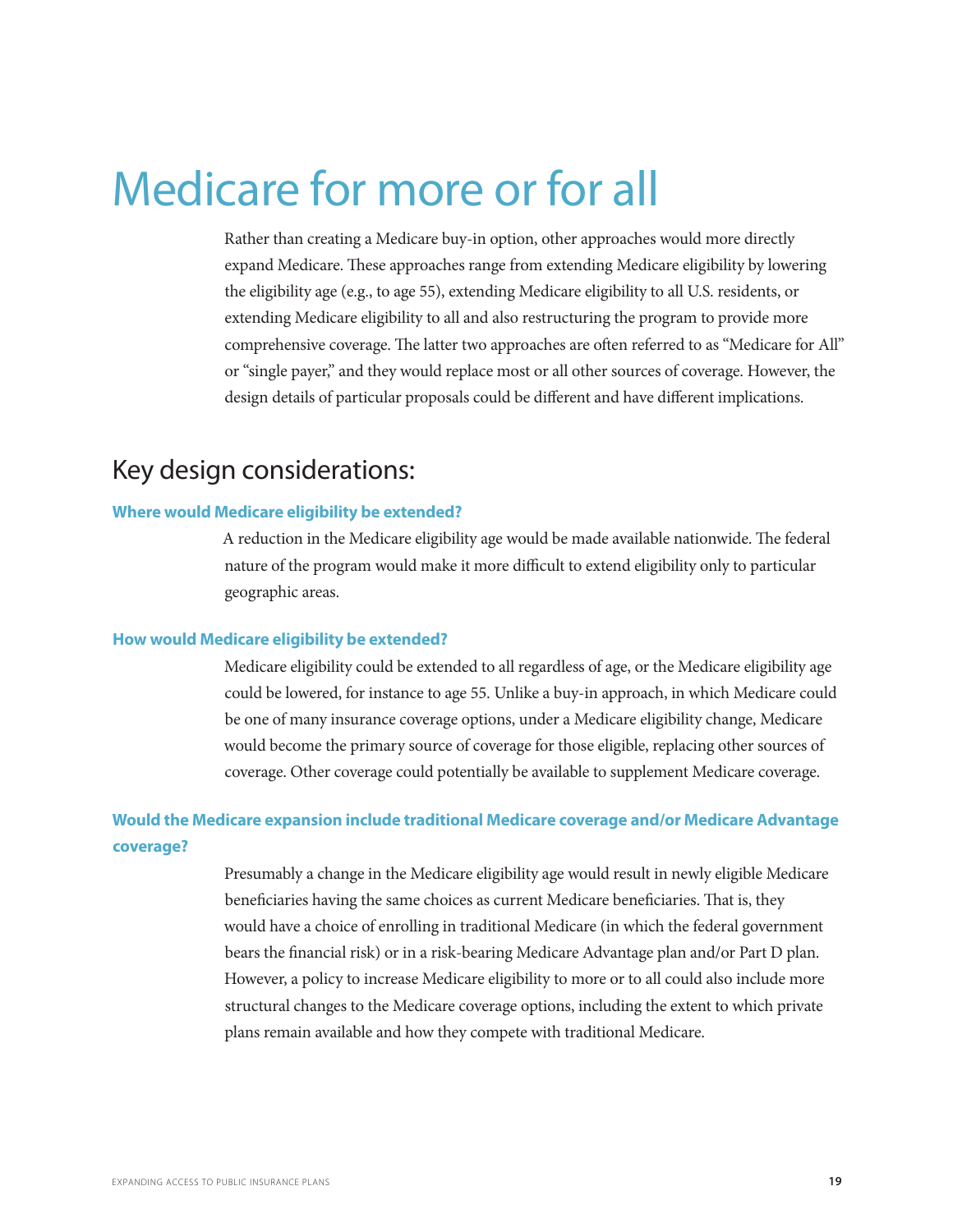# Medicare for more or for all

Rather than creating a Medicare buy-in option, other approaches would more directly expand Medicare. These approaches range from extending Medicare eligibility by lowering the eligibility age (e.g., to age 55), extending Medicare eligibility to all U.S. residents, or extending Medicare eligibility to all and also restructuring the program to provide more comprehensive coverage. The latter two approaches are often referred to as "Medicare for All" or "single payer," and they would replace most or all other sources of coverage. However, the design details of particular proposals could be different and have different implications.

## Key design considerations:

### Where would Medicare eligibility be extended?

A reduction in the Medicare eligibility age would be made available nationwide. The federal nature of the program would make it more difficult to extend eligibility only to particular geographic areas.

### How would Medicare eligibility be extended?

Medicare eligibility could be extended to all regardless of age, or the Medicare eligibility age could be lowered, for instance to age 55. Unlike a buy-in approach, in which Medicare could be one of many insurance coverage options, under a Medicare eligibility change, Medicare would become the primary source of coverage for those eligible, replacing other sources of coverage. Other coverage could potentially be available to supplement Medicare coverage.

### Would the Medicare expansion include traditional Medicare coverage and/or Medicare Advantage coverage?

Presumably a change in the Medicare eligibility age would result in newly eligible Medicare beneficiaries having the same choices as current Medicare beneficiaries. That is, they would have a choice of enrolling in traditional Medicare (in which the federal government bears the financial risk) or in a risk-bearing Medicare Advantage plan and/or Part D plan. However, a policy to increase Medicare eligibility to more or to all could also include more structural changes to the Medicare coverage options, including the extent to which private plans remain available and how they compete with traditional Medicare.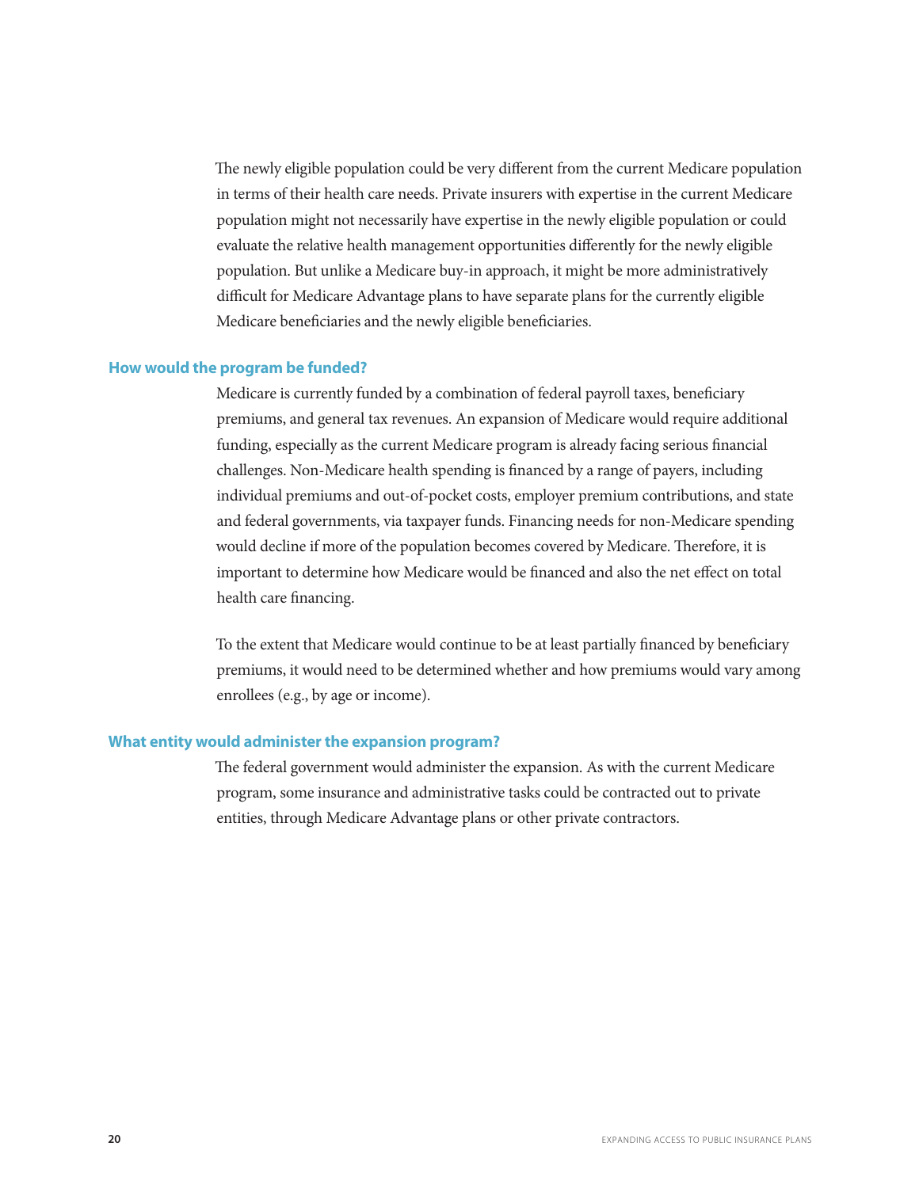The newly eligible population could be very different from the current Medicare population in terms of their health care needs. Private insurers with expertise in the current Medicare population might not necessarily have expertise in the newly eligible population or could evaluate the relative health management opportunities differently for the newly eligible population. But unlike a Medicare buy-in approach, it might be more administratively difficult for Medicare Advantage plans to have separate plans for the currently eligible Medicare beneficiaries and the newly eligible beneficiaries.

### How would the program be funded?

Medicare is currently funded by a combination of federal payroll taxes, beneficiary premiums, and general tax revenues. An expansion of Medicare would require additional funding, especially as the current Medicare program is already facing serious financial challenges. Non-Medicare health spending is financed by a range of payers, including individual premiums and out-of-pocket costs, employer premium contributions, and state and federal governments, via taxpayer funds. Financing needs for non-Medicare spending would decline if more of the population becomes covered by Medicare. Therefore, it is important to determine how Medicare would be financed and also the net effect on total health care financing.

To the extent that Medicare would continue to be at least partially financed by beneficiary premiums, it would need to be determined whether and how premiums would vary among enrollees (e.g., by age or income).

### What entity would administer the expansion program?

The federal government would administer the expansion. As with the current Medicare program, some insurance and administrative tasks could be contracted out to private entities, through Medicare Advantage plans or other private contractors.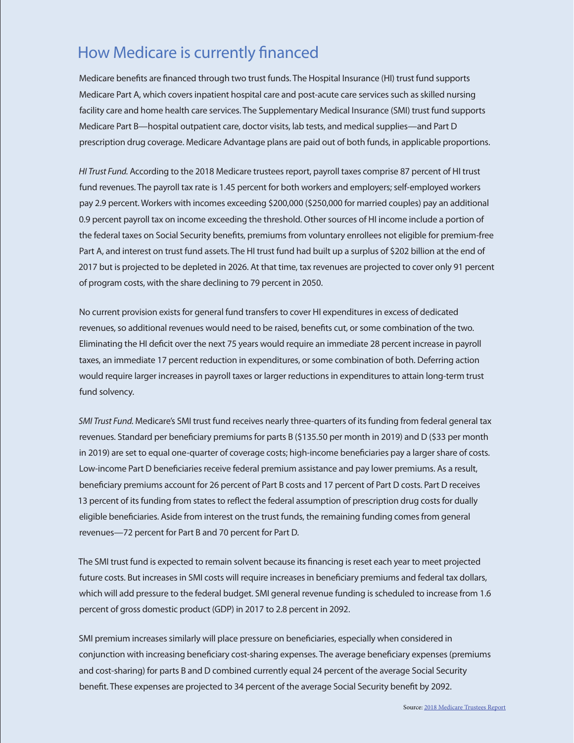# How Medicare is currently financed

Medicare benefits are financed through two trust funds. The Hospital Insurance (HI) trust fund supports Medicare Part A, which covers inpatient hospital care and post-acute care services such as skilled nursing facility care and home health care services. The Supplementary Medical Insurance (SMI) trust fund supports Medicare Part B—hospital outpatient care, doctor visits, lab tests, and medical supplies—and Part D prescription drug coverage. Medicare Advantage plans are paid out of both funds, in applicable proportions.

*HI Trust Fund.* According to the 2018 Medicare trustees report, payroll taxes comprise 87 percent of HI trust fund revenues. The payroll tax rate is 1.45 percent for both workers and employers; self-employed workers pay 2.9 percent. Workers with incomes exceeding $200,000 ($250,000 for married couples) pay an additional 0.9 percent payroll tax on income exceeding the threshold. Other sources of HI income include a portion of the federal taxes on Social Security benefits, premiums from voluntary enrollees not eligible for premium-free Part A, and interest on trust fund assets. The HI trust fund had built up a surplus of $202 billion at the end of 2017 but is projected to be depleted in 2026. At that time, tax revenues are projected to cover only 91 percent of program costs, with the share declining to 79 percent in 2050.

No current provision exists for general fund transfers to cover HI expenditures in excess of dedicated revenues, so additional revenues would need to be raised, benefits cut, or some combination of the two. Eliminating the HI deficit over the next 75 years would require an immediate 28 percent increase in payroll taxes, an immediate 17 percent reduction in expenditures, or some combination of both. Deferring action would require larger increases in payroll taxes or larger reductions in expenditures to attain long-term trust fund solvency.

*SMI Trust Fund.* Medicare's SMI trust fund receives nearly three-quarters of its funding from federal general tax revenues. Standard per beneficiary premiums for parts B ($135.50 per month in 2019) and D ($33 per month in 2019) are set to equal one-quarter of coverage costs; high-income beneficiaries pay a larger share of costs. Low-income Part D beneficiaries receive federal premium assistance and pay lower premiums. As a result, beneficiary premiums account for 26 percent of Part B costs and 17 percent of Part D costs. Part D receives 13 percent of its funding from states to reflect the federal assumption of prescription drug costs for dually eligible beneficiaries. Aside from interest on the trust funds, the remaining funding comes from general revenues—72 percent for Part B and 70 percent for Part D.

The SMI trust fund is expected to remain solvent because its financing is reset each year to meet projected future costs. But increases in SMI costs will require increases in beneficiary premiums and federal tax dollars, which will add pressure to the federal budget. SMI general revenue funding is scheduled to increase from 1.6 percent of gross domestic product (GDP) in 2017 to 2.8 percent in 2092.

SMI premium increases similarly will place pressure on beneficiaries, especially when considered in conjunction with increasing beneficiary cost-sharing expenses. The average beneficiary expenses (premiums and cost-sharing) for parts B and D combined currently equal 24 percent of the average Social Security benefit. These expenses are projected to 34 percent of the average Social Security benefit by 2092.

Source: 2018 Medicare Trustees Report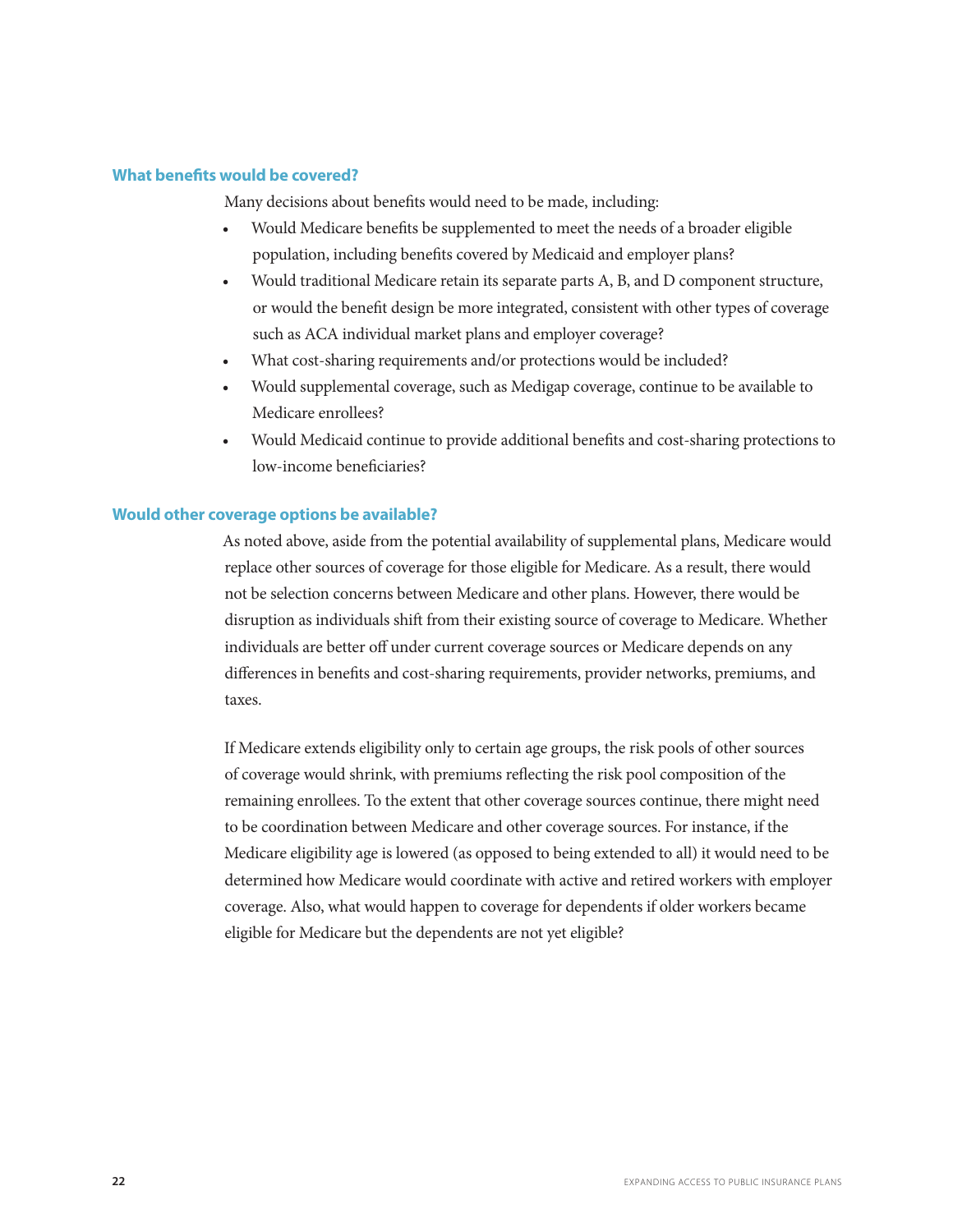### What benefits would be covered?

Many decisions about benefits would need to be made, including:

- Would Medicare benefits be supplemented to meet the needs of a broader eligible population, including benefits covered by Medicaid and employer plans?
- Would traditional Medicare retain its separate parts A, B, and D component structure, or would the benefit design be more integrated, consistent with other types of coverage such as ACA individual market plans and employer coverage?
- What cost-sharing requirements and/or protections would be included?
- Would supplemental coverage, such as Medigap coverage, continue to be available to Medicare enrollees?
- Would Medicaid continue to provide additional benefits and cost-sharing protections to low-income beneficiaries?

### Would other coverage options be available?

As noted above, aside from the potential availability of supplemental plans, Medicare would replace other sources of coverage for those eligible for Medicare. As a result, there would not be selection concerns between Medicare and other plans. However, there would be disruption as individuals shift from their existing source of coverage to Medicare. Whether individuals are better off under current coverage sources or Medicare depends on any differences in benefits and cost-sharing requirements, provider networks, premiums, and taxes.

If Medicare extends eligibility only to certain age groups, the risk pools of other sources of coverage would shrink, with premiums reflecting the risk pool composition of the remaining enrollees. To the extent that other coverage sources continue, there might need to be coordination between Medicare and other coverage sources. For instance, if the Medicare eligibility age is lowered (as opposed to being extended to all) it would need to be determined how Medicare would coordinate with active and retired workers with employer coverage. Also, what would happen to coverage for dependents if older workers became eligible for Medicare but the dependents are not yet eligible?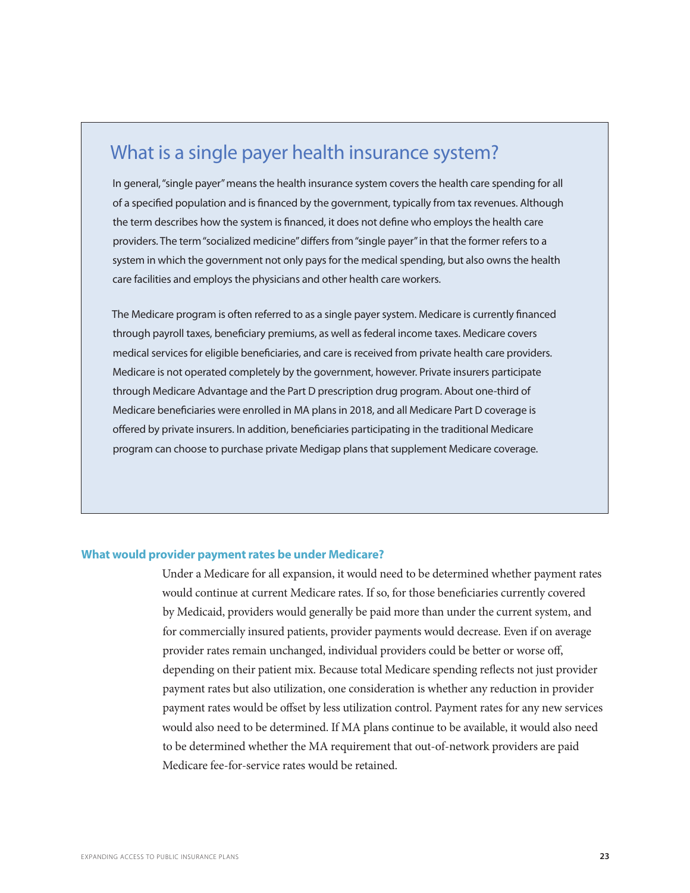## What is a single payer health insurance system?

In general, "single payer" means the health insurance system covers the health care spending for all of a specified population and is financed by the government, typically from tax revenues. Although the term describes how the system is financed, it does not define who employs the health care providers. The term "socialized medicine" differs from "single payer" in that the former refers to a system in which the government not only pays for the medical spending, but also owns the health care facilities and employs the physicians and other health care workers.

The Medicare program is often referred to as a single payer system. Medicare is currently financed through payroll taxes, beneficiary premiums, as well as federal income taxes. Medicare covers medical services for eligible beneficiaries, and care is received from private health care providers. Medicare is not operated completely by the government, however. Private insurers participate through Medicare Advantage and the Part D prescription drug program. About one-third of Medicare beneficiaries were enrolled in MA plans in 2018, and all Medicare Part D coverage is offered by private insurers. In addition, beneficiaries participating in the traditional Medicare program can choose to purchase private Medigap plans that supplement Medicare coverage.

### What would provider payment rates be under Medicare?

Under a Medicare for all expansion, it would need to be determined whether payment rates would continue at current Medicare rates. If so, for those beneficiaries currently covered by Medicaid, providers would generally be paid more than under the current system, and for commercially insured patients, provider payments would decrease. Even if on average provider rates remain unchanged, individual providers could be better or worse off, depending on their patient mix. Because total Medicare spending reflects not just provider payment rates but also utilization, one consideration is whether any reduction in provider payment rates would be offset by less utilization control. Payment rates for any new services would also need to be determined. If MA plans continue to be available, it would also need to be determined whether the MA requirement that out-of-network providers are paid Medicare fee-for-service rates would be retained.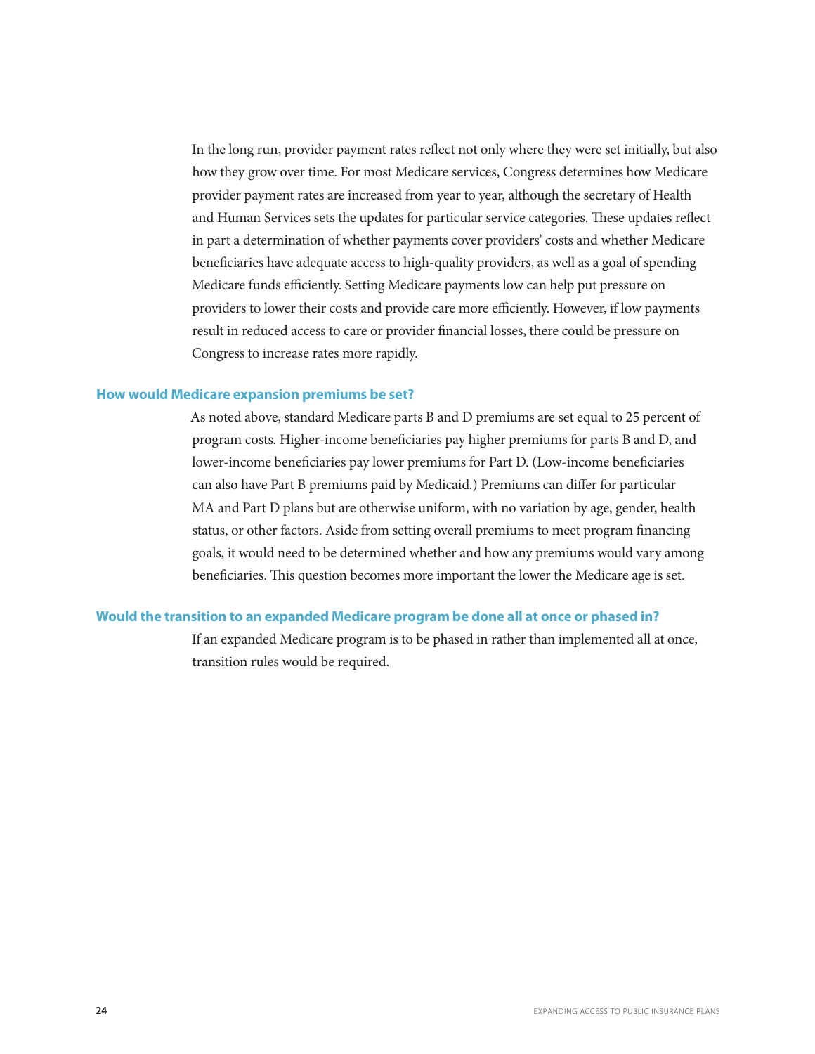In the long run, provider payment rates reflect not only where they were set initially, but also how they grow over time. For most Medicare services, Congress determines how Medicare provider payment rates are increased from year to year, although the secretary of Health and Human Services sets the updates for particular service categories. These updates reflect in part a determination of whether payments cover providers' costs and whether Medicare beneficiaries have adequate access to high-quality providers, as well as a goal of spending Medicare funds efficiently. Setting Medicare payments low can help put pressure on providers to lower their costs and provide care more efficiently. However, if low payments result in reduced access to care or provider financial losses, there could be pressure on Congress to increase rates more rapidly.

### How would Medicare expansion premiums be set?

As noted above, standard Medicare parts B and D premiums are set equal to 25 percent of program costs. Higher-income beneficiaries pay higher premiums for parts B and D, and lower-income beneficiaries pay lower premiums for Part D. (Low-income beneficiaries can also have Part B premiums paid by Medicaid.) Premiums can differ for particular MA and Part D plans but are otherwise uniform, with no variation by age, gender, health status, or other factors. Aside from setting overall premiums to meet program financing goals, it would need to be determined whether and how any premiums would vary among beneficiaries. This question becomes more important the lower the Medicare age is set.

### Would the transition to an expanded Medicare program be done all at once or phased in?

If an expanded Medicare program is to be phased in rather than implemented all at once, transition rules would be required.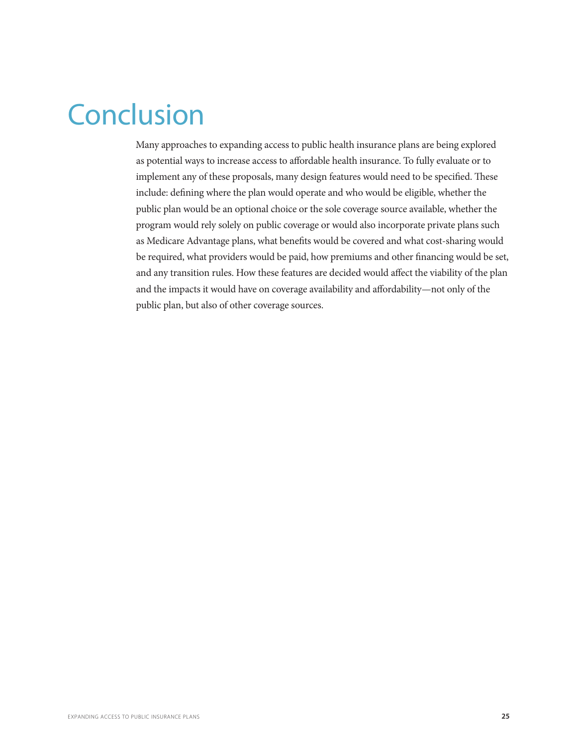# Conclusion

Many approaches to expanding access to public health insurance plans are being explored as potential ways to increase access to affordable health insurance. To fully evaluate or to implement any of these proposals, many design features would need to be specified. These include: defining where the plan would operate and who would be eligible, whether the public plan would be an optional choice or the sole coverage source available, whether the program would rely solely on public coverage or would also incorporate private plans such as Medicare Advantage plans, what benefits would be covered and what cost-sharing would be required, what providers would be paid, how premiums and other financing would be set, and any transition rules. How these features are decided would affect the viability of the plan and the impacts it would have on coverage availability and affordability—not only of the public plan, but also of other coverage sources.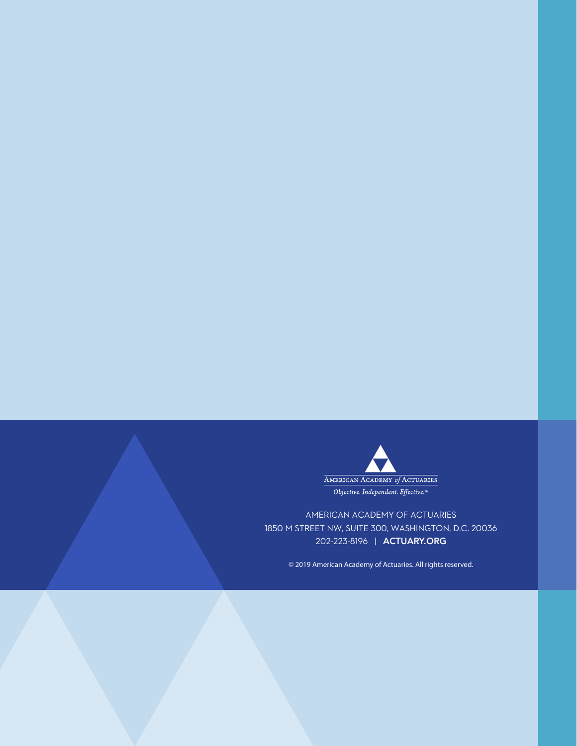AMERICAN ACADEMY *of* ACTUARIES

*Objective. Independent. Effective.*™

AMERICAN ACADEMY OF ACTUARIES
1850 M STREET NW, SUITE 300, WASHINGTON, D.C. 20036
202-223-8196 | **ACTUARY.ORG**

© 2019 American Academy of Actuaries. All rights reserved.